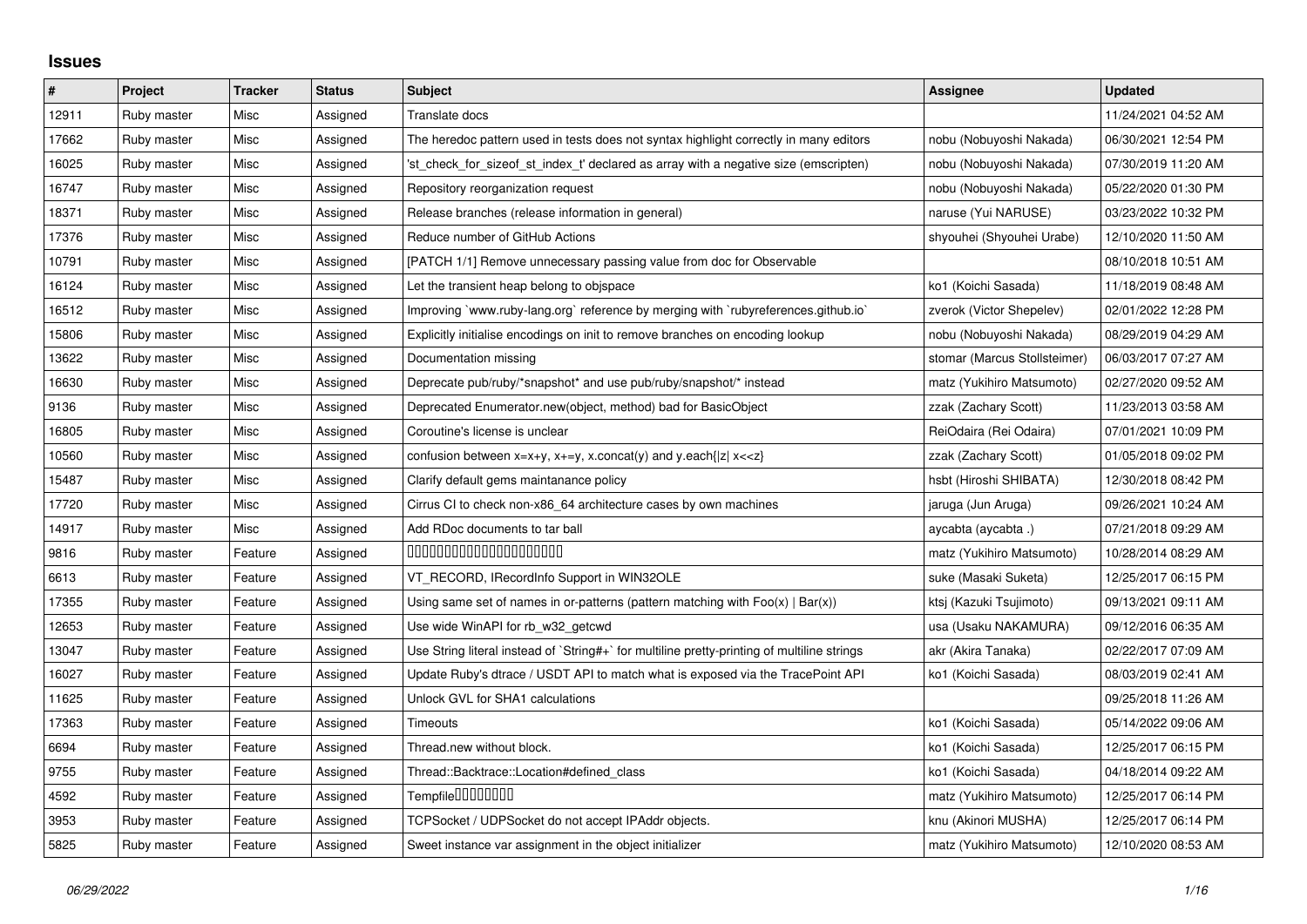## Issues

| # | Project | Tracker | Status | Subject | Assignee | Updated |
|---|---|---|---|---|---|---|
| 12911 | Ruby master | Misc | Assigned | Translate docs | | 11/24/2021 04:52 AM |
| 17662 | Ruby master | Misc | Assigned | The heredoc pattern used in tests does not syntax highlight correctly in many editors | nobu (Nobuyoshi Nakada) | 06/30/2021 12:54 PM |
| 16025 | Ruby master | Misc | Assigned | 'st_check_for_sizeof_st_index_t' declared as array with a negative size (emscripten) | nobu (Nobuyoshi Nakada) | 07/30/2019 11:20 AM |
| 16747 | Ruby master | Misc | Assigned | Repository reorganization request | nobu (Nobuyoshi Nakada) | 05/22/2020 01:30 PM |
| 18371 | Ruby master | Misc | Assigned | Release branches (release information in general) | naruse (Yui NARUSE) | 03/23/2022 10:32 PM |
| 17376 | Ruby master | Misc | Assigned | Reduce number of GitHub Actions | shyouhei (Shyouhei Urabe) | 12/10/2020 11:50 AM |
| 10791 | Ruby master | Misc | Assigned | [PATCH 1/1] Remove unnecessary passing value from doc for Observable | | 08/10/2018 10:51 AM |
| 16124 | Ruby master | Misc | Assigned | Let the transient heap belong to objspace | ko1 (Koichi Sasada) | 11/18/2019 08:48 AM |
| 16512 | Ruby master | Misc | Assigned | Improving `www.ruby-lang.org` reference by merging with `rubyreferences.github.io` | zverok (Victor Shepelev) | 02/01/2022 12:28 PM |
| 15806 | Ruby master | Misc | Assigned | Explicitly initialise encodings on init to remove branches on encoding lookup | nobu (Nobuyoshi Nakada) | 08/29/2019 04:29 AM |
| 13622 | Ruby master | Misc | Assigned | Documentation missing | stomar (Marcus Stollsteimer) | 06/03/2017 07:27 AM |
| 16630 | Ruby master | Misc | Assigned | Deprecate pub/ruby/*snapshot* and use pub/ruby/snapshot/* instead | matz (Yukihiro Matsumoto) | 02/27/2020 09:52 AM |
| 9136 | Ruby master | Misc | Assigned | Deprecated Enumerator.new(object, method) bad for BasicObject | zzak (Zachary Scott) | 11/23/2013 03:58 AM |
| 16805 | Ruby master | Misc | Assigned | Coroutine's license is unclear | ReiOdaira (Rei Odaira) | 07/01/2021 10:09 PM |
| 10560 | Ruby master | Misc | Assigned | confusion between x=x+y, x+=y, x.concat(y) and y.each{\|z\| x<<z} | zzak (Zachary Scott) | 01/05/2018 09:02 PM |
| 15487 | Ruby master | Misc | Assigned | Clarify default gems maintanance policy | hsbt (Hiroshi SHIBATA) | 12/30/2018 08:42 PM |
| 17720 | Ruby master | Misc | Assigned | Cirrus CI to check non-x86_64 architecture cases by own machines | jaruga (Jun Aruga) | 09/26/2021 10:24 AM |
| 14917 | Ruby master | Misc | Assigned | Add RDoc documents to tar ball | aycabta (aycabta .) | 07/21/2018 09:29 AM |
| 9816 | Ruby master | Feature | Assigned | 0000000000000000000000 | matz (Yukihiro Matsumoto) | 10/28/2014 08:29 AM |
| 6613 | Ruby master | Feature | Assigned | VT_RECORD, IRecordInfo Support in WIN32OLE | suke (Masaki Suketa) | 12/25/2017 06:15 PM |
| 17355 | Ruby master | Feature | Assigned | Using same set of names in or-patterns (pattern matching with Foo(x) \| Bar(x)) | ktsj (Kazuki Tsujimoto) | 09/13/2021 09:11 AM |
| 12653 | Ruby master | Feature | Assigned | Use wide WinAPI for rb_w32_getcwd | usa (Usaku NAKAMURA) | 09/12/2016 06:35 AM |
| 13047 | Ruby master | Feature | Assigned | Use String literal instead of `String#+` for multiline pretty-printing of multiline strings | akr (Akira Tanaka) | 02/22/2017 07:09 AM |
| 16027 | Ruby master | Feature | Assigned | Update Ruby's dtrace / USDT API to match what is exposed via the TracePoint API | ko1 (Koichi Sasada) | 08/03/2019 02:41 AM |
| 11625 | Ruby master | Feature | Assigned | Unlock GVL for SHA1 calculations | | 09/25/2018 11:26 AM |
| 17363 | Ruby master | Feature | Assigned | Timeouts | ko1 (Koichi Sasada) | 05/14/2022 09:06 AM |
| 6694 | Ruby master | Feature | Assigned | Thread.new without block. | ko1 (Koichi Sasada) | 12/25/2017 06:15 PM |
| 9755 | Ruby master | Feature | Assigned | Thread::Backtrace::Location#defined_class | ko1 (Koichi Sasada) | 04/18/2014 09:22 AM |
| 4592 | Ruby master | Feature | Assigned | Tempfile0000000 | matz (Yukihiro Matsumoto) | 12/25/2017 06:14 PM |
| 3953 | Ruby master | Feature | Assigned | TCPSocket / UDPSocket do not accept IPAddr objects. | knu (Akinori MUSHA) | 12/25/2017 06:14 PM |
| 5825 | Ruby master | Feature | Assigned | Sweet instance var assignment in the object initializer | matz (Yukihiro Matsumoto) | 12/10/2020 08:53 AM |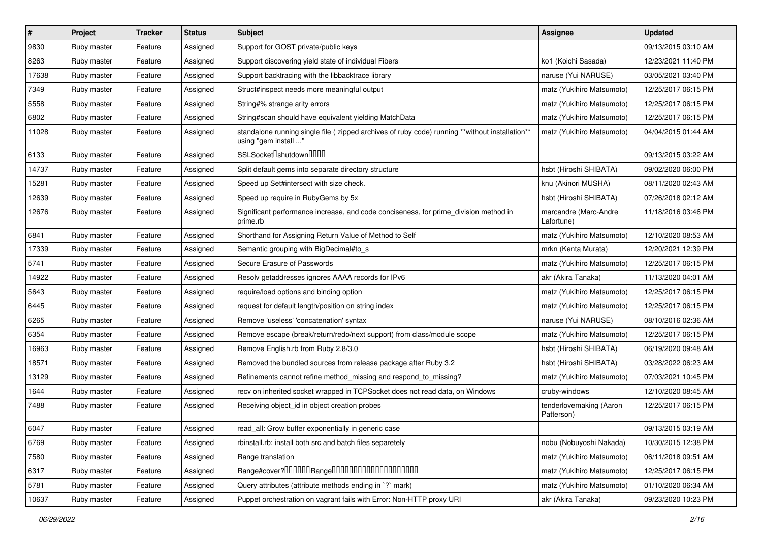| # | Project | Tracker | Status | Subject | Assignee | Updated |
|---|---|---|---|---|---|---|
| 9830 | Ruby master | Feature | Assigned | Support for GOST private/public keys | | 09/13/2015 03:10 AM |
| 8263 | Ruby master | Feature | Assigned | Support discovering yield state of individual Fibers | ko1 (Koichi Sasada) | 12/23/2021 11:40 PM |
| 17638 | Ruby master | Feature | Assigned | Support backtracing with the libbacktrace library | naruse (Yui NARUSE) | 03/05/2021 03:40 PM |
| 7349 | Ruby master | Feature | Assigned | Struct#inspect needs more meaningful output | matz (Yukihiro Matsumoto) | 12/25/2017 06:15 PM |
| 5558 | Ruby master | Feature | Assigned | String#% strange arity errors | matz (Yukihiro Matsumoto) | 12/25/2017 06:15 PM |
| 6802 | Ruby master | Feature | Assigned | String#scan should have equivalent yielding MatchData | matz (Yukihiro Matsumoto) | 12/25/2017 06:15 PM |
| 11028 | Ruby master | Feature | Assigned | standalone running single file ( zipped archives of ruby code) running **without installation** using "gem install ..." | matz (Yukihiro Matsumoto) | 04/04/2015 01:44 AM |
| 6133 | Ruby master | Feature | Assigned | SSLSocket�shutdown���� | | 09/13/2015 03:22 AM |
| 14737 | Ruby master | Feature | Assigned | Split default gems into separate directory structure | hsbt (Hiroshi SHIBATA) | 09/02/2020 06:00 PM |
| 15281 | Ruby master | Feature | Assigned | Speed up Set#intersect with size check. | knu (Akinori MUSHA) | 08/11/2020 02:43 AM |
| 12639 | Ruby master | Feature | Assigned | Speed up require in RubyGems by 5x | hsbt (Hiroshi SHIBATA) | 07/26/2018 02:12 AM |
| 12676 | Ruby master | Feature | Assigned | Significant performance increase, and code conciseness, for prime_division method in prime.rb | marcandre (Marc-Andre Lafortune) | 11/18/2016 03:46 PM |
| 6841 | Ruby master | Feature | Assigned | Shorthand for Assigning Return Value of Method to Self | matz (Yukihiro Matsumoto) | 12/10/2020 08:53 AM |
| 17339 | Ruby master | Feature | Assigned | Semantic grouping with BigDecimal#to_s | mrkn (Kenta Murata) | 12/20/2021 12:39 PM |
| 5741 | Ruby master | Feature | Assigned | Secure Erasure of Passwords | matz (Yukihiro Matsumoto) | 12/25/2017 06:15 PM |
| 14922 | Ruby master | Feature | Assigned | Resolv getaddresses ignores AAAA records for IPv6 | akr (Akira Tanaka) | 11/13/2020 04:01 AM |
| 5643 | Ruby master | Feature | Assigned | require/load options and binding option | matz (Yukihiro Matsumoto) | 12/25/2017 06:15 PM |
| 6445 | Ruby master | Feature | Assigned | request for default length/position on string index | matz (Yukihiro Matsumoto) | 12/25/2017 06:15 PM |
| 6265 | Ruby master | Feature | Assigned | Remove 'useless' 'concatenation' syntax | naruse (Yui NARUSE) | 08/10/2016 02:36 AM |
| 6354 | Ruby master | Feature | Assigned | Remove escape (break/return/redo/next support) from class/module scope | matz (Yukihiro Matsumoto) | 12/25/2017 06:15 PM |
| 16963 | Ruby master | Feature | Assigned | Remove English.rb from Ruby 2.8/3.0 | hsbt (Hiroshi SHIBATA) | 06/19/2020 09:48 AM |
| 18571 | Ruby master | Feature | Assigned | Removed the bundled sources from release package after Ruby 3.2 | hsbt (Hiroshi SHIBATA) | 03/28/2022 06:23 AM |
| 13129 | Ruby master | Feature | Assigned | Refinements cannot refine method_missing and respond_to_missing? | matz (Yukihiro Matsumoto) | 07/03/2021 10:45 PM |
| 1644 | Ruby master | Feature | Assigned | recv on inherited socket wrapped in TCPSocket does not read data, on Windows | cruby-windows | 12/10/2020 08:45 AM |
| 7488 | Ruby master | Feature | Assigned | Receiving object_id in object creation probes | tenderlovemaking (Aaron Patterson) | 12/25/2017 06:15 PM |
| 6047 | Ruby master | Feature | Assigned | read_all: Grow buffer exponentially in generic case | | 09/13/2015 03:19 AM |
| 6769 | Ruby master | Feature | Assigned | rbinstall.rb: install both src and batch files separetely | nobu (Nobuyoshi Nakada) | 10/30/2015 12:38 PM |
| 7580 | Ruby master | Feature | Assigned | Range translation | matz (Yukihiro Matsumoto) | 06/11/2018 09:51 AM |
| 6317 | Ruby master | Feature | Assigned | Range#cover?������Range�������������������� | matz (Yukihiro Matsumoto) | 12/25/2017 06:15 PM |
| 5781 | Ruby master | Feature | Assigned | Query attributes (attribute methods ending in `?` mark) | matz (Yukihiro Matsumoto) | 01/10/2020 06:34 AM |
| 10637 | Ruby master | Feature | Assigned | Puppet orchestration on vagrant fails with Error: Non-HTTP proxy URI | akr (Akira Tanaka) | 09/23/2020 10:23 PM |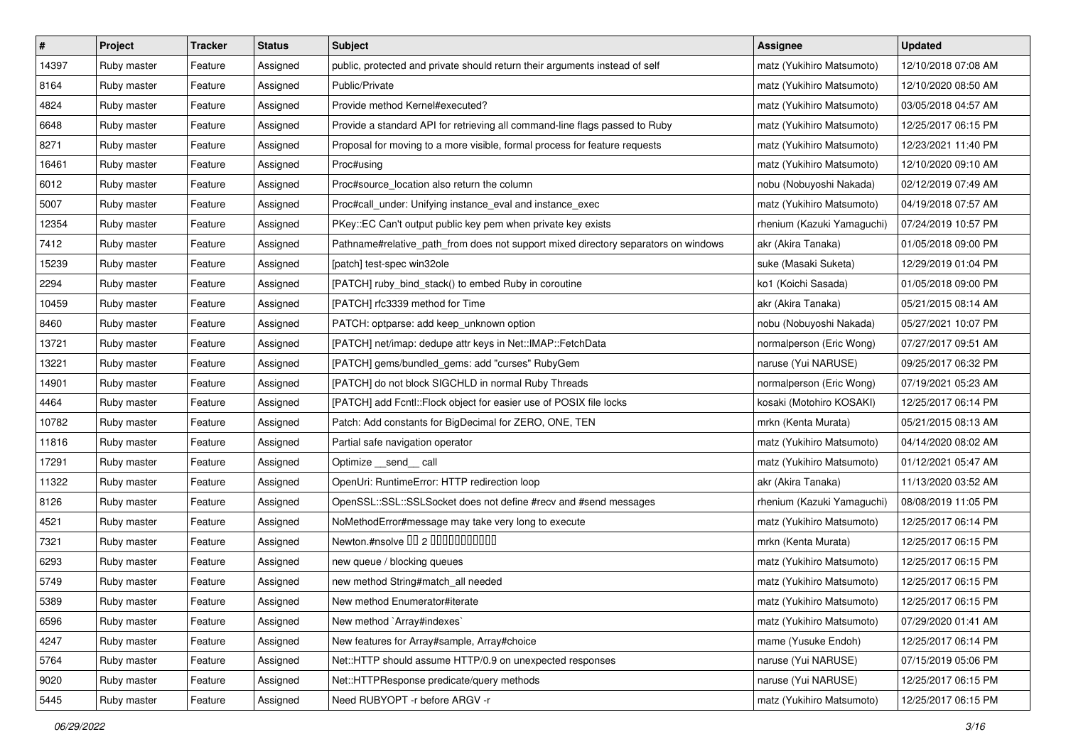| # | Project | Tracker | Status | Subject | Assignee | Updated |
|---|---|---|---|---|---|---|
| 14397 | Ruby master | Feature | Assigned | public, protected and private should return their arguments instead of self | matz (Yukihiro Matsumoto) | 12/10/2018 07:08 AM |
| 8164 | Ruby master | Feature | Assigned | Public/Private | matz (Yukihiro Matsumoto) | 12/10/2020 08:50 AM |
| 4824 | Ruby master | Feature | Assigned | Provide method Kernel#executed? | matz (Yukihiro Matsumoto) | 03/05/2018 04:57 AM |
| 6648 | Ruby master | Feature | Assigned | Provide a standard API for retrieving all command-line flags passed to Ruby | matz (Yukihiro Matsumoto) | 12/25/2017 06:15 PM |
| 8271 | Ruby master | Feature | Assigned | Proposal for moving to a more visible, formal process for feature requests | matz (Yukihiro Matsumoto) | 12/23/2021 11:40 PM |
| 16461 | Ruby master | Feature | Assigned | Proc#using | matz (Yukihiro Matsumoto) | 12/10/2020 09:10 AM |
| 6012 | Ruby master | Feature | Assigned | Proc#source_location also return the column | nobu (Nobuyoshi Nakada) | 02/12/2019 07:49 AM |
| 5007 | Ruby master | Feature | Assigned | Proc#call_under: Unifying instance_eval and instance_exec | matz (Yukihiro Matsumoto) | 04/19/2018 07:57 AM |
| 12354 | Ruby master | Feature | Assigned | PKey::EC Can't output public key pem when private key exists | rhenium (Kazuki Yamaguchi) | 07/24/2019 10:57 PM |
| 7412 | Ruby master | Feature | Assigned | Pathname#relative_path_from does not support mixed directory separators on windows | akr (Akira Tanaka) | 01/05/2018 09:00 PM |
| 15239 | Ruby master | Feature | Assigned | [patch] test-spec win32ole | suke (Masaki Suketa) | 12/29/2019 01:04 PM |
| 2294 | Ruby master | Feature | Assigned | [PATCH] ruby_bind_stack() to embed Ruby in coroutine | ko1 (Koichi Sasada) | 01/05/2018 09:00 PM |
| 10459 | Ruby master | Feature | Assigned | [PATCH] rfc3339 method for Time | akr (Akira Tanaka) | 05/21/2015 08:14 AM |
| 8460 | Ruby master | Feature | Assigned | PATCH: optparse: add keep_unknown option | nobu (Nobuyoshi Nakada) | 05/27/2021 10:07 PM |
| 13721 | Ruby master | Feature | Assigned | [PATCH] net/imap: dedupe attr keys in Net::IMAP::FetchData | normalperson (Eric Wong) | 07/27/2017 09:51 AM |
| 13221 | Ruby master | Feature | Assigned | [PATCH] gems/bundled_gems: add "curses" RubyGem | naruse (Yui NARUSE) | 09/25/2017 06:32 PM |
| 14901 | Ruby master | Feature | Assigned | [PATCH] do not block SIGCHLD in normal Ruby Threads | normalperson (Eric Wong) | 07/19/2021 05:23 AM |
| 4464 | Ruby master | Feature | Assigned | [PATCH] add Fcntl::Flock object for easier use of POSIX file locks | kosaki (Motohiro KOSAKI) | 12/25/2017 06:14 PM |
| 10782 | Ruby master | Feature | Assigned | Patch: Add constants for BigDecimal for ZERO, ONE, TEN | mrkn (Kenta Murata) | 05/21/2015 08:13 AM |
| 11816 | Ruby master | Feature | Assigned | Partial safe navigation operator | matz (Yukihiro Matsumoto) | 04/14/2020 08:02 AM |
| 17291 | Ruby master | Feature | Assigned | Optimize __send__ call | matz (Yukihiro Matsumoto) | 01/12/2021 05:47 AM |
| 11322 | Ruby master | Feature | Assigned | OpenUri: RuntimeError: HTTP redirection loop | akr (Akira Tanaka) | 11/13/2020 03:52 AM |
| 8126 | Ruby master | Feature | Assigned | OpenSSL::SSL::SSLSocket does not define #recv and #send messages | rhenium (Kazuki Yamaguchi) | 08/08/2019 11:05 PM |
| 4521 | Ruby master | Feature | Assigned | NoMethodError#message may take very long to execute | matz (Yukihiro Matsumoto) | 12/25/2017 06:14 PM |
| 7321 | Ruby master | Feature | Assigned | Newton.#nsolve □□ 2 □□□□□□□□□□□ | mrkn (Kenta Murata) | 12/25/2017 06:15 PM |
| 6293 | Ruby master | Feature | Assigned | new queue / blocking queues | matz (Yukihiro Matsumoto) | 12/25/2017 06:15 PM |
| 5749 | Ruby master | Feature | Assigned | new method String#match_all needed | matz (Yukihiro Matsumoto) | 12/25/2017 06:15 PM |
| 5389 | Ruby master | Feature | Assigned | New method Enumerator#iterate | matz (Yukihiro Matsumoto) | 12/25/2017 06:15 PM |
| 6596 | Ruby master | Feature | Assigned | New method `Array#indexes` | matz (Yukihiro Matsumoto) | 07/29/2020 01:41 AM |
| 4247 | Ruby master | Feature | Assigned | New features for Array#sample, Array#choice | mame (Yusuke Endoh) | 12/25/2017 06:14 PM |
| 5764 | Ruby master | Feature | Assigned | Net::HTTP should assume HTTP/0.9 on unexpected responses | naruse (Yui NARUSE) | 07/15/2019 05:06 PM |
| 9020 | Ruby master | Feature | Assigned | Net::HTTPResponse predicate/query methods | naruse (Yui NARUSE) | 12/25/2017 06:15 PM |
| 5445 | Ruby master | Feature | Assigned | Need RUBYOPT -r before ARGV -r | matz (Yukihiro Matsumoto) | 12/25/2017 06:15 PM |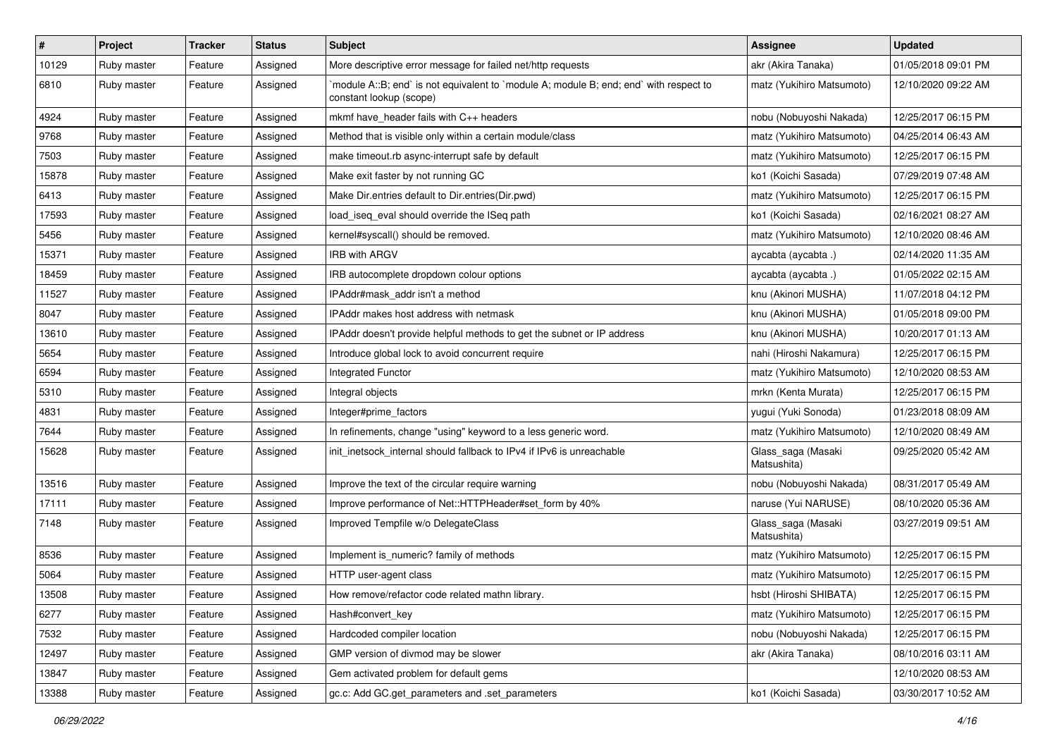| # | Project | Tracker | Status | Subject | Assignee | Updated |
|---|---|---|---|---|---|---|
| 10129 | Ruby master | Feature | Assigned | More descriptive error message for failed net/http requests | akr (Akira Tanaka) | 01/05/2018 09:01 PM |
| 6810 | Ruby master | Feature | Assigned | `module A::B; end` is not equivalent to `module A; module B; end; end` with respect to constant lookup (scope) | matz (Yukihiro Matsumoto) | 12/10/2020 09:22 AM |
| 4924 | Ruby master | Feature | Assigned | mkmf have_header fails with C++ headers | nobu (Nobuyoshi Nakada) | 12/25/2017 06:15 PM |
| 9768 | Ruby master | Feature | Assigned | Method that is visible only within a certain module/class | matz (Yukihiro Matsumoto) | 04/25/2014 06:43 AM |
| 7503 | Ruby master | Feature | Assigned | make timeout.rb async-interrupt safe by default | matz (Yukihiro Matsumoto) | 12/25/2017 06:15 PM |
| 15878 | Ruby master | Feature | Assigned | Make exit faster by not running GC | ko1 (Koichi Sasada) | 07/29/2019 07:48 AM |
| 6413 | Ruby master | Feature | Assigned | Make Dir.entries default to Dir.entries(Dir.pwd) | matz (Yukihiro Matsumoto) | 12/25/2017 06:15 PM |
| 17593 | Ruby master | Feature | Assigned | load_iseq_eval should override the ISeq path | ko1 (Koichi Sasada) | 02/16/2021 08:27 AM |
| 5456 | Ruby master | Feature | Assigned | kernel#syscall() should be removed. | matz (Yukihiro Matsumoto) | 12/10/2020 08:46 AM |
| 15371 | Ruby master | Feature | Assigned | IRB with ARGV | aycabta (aycabta .) | 02/14/2020 11:35 AM |
| 18459 | Ruby master | Feature | Assigned | IRB autocomplete dropdown colour options | aycabta (aycabta .) | 01/05/2022 02:15 AM |
| 11527 | Ruby master | Feature | Assigned | IPAddr#mask_addr isn't a method | knu (Akinori MUSHA) | 11/07/2018 04:12 PM |
| 8047 | Ruby master | Feature | Assigned | IPAddr makes host address with netmask | knu (Akinori MUSHA) | 01/05/2018 09:00 PM |
| 13610 | Ruby master | Feature | Assigned | IPAddr doesn't provide helpful methods to get the subnet or IP address | knu (Akinori MUSHA) | 10/20/2017 01:13 AM |
| 5654 | Ruby master | Feature | Assigned | Introduce global lock to avoid concurrent require | nahi (Hiroshi Nakamura) | 12/25/2017 06:15 PM |
| 6594 | Ruby master | Feature | Assigned | Integrated Functor | matz (Yukihiro Matsumoto) | 12/10/2020 08:53 AM |
| 5310 | Ruby master | Feature | Assigned | Integral objects | mrkn (Kenta Murata) | 12/25/2017 06:15 PM |
| 4831 | Ruby master | Feature | Assigned | Integer#prime_factors | yugui (Yuki Sonoda) | 01/23/2018 08:09 AM |
| 7644 | Ruby master | Feature | Assigned | In refinements, change "using" keyword to a less generic word. | matz (Yukihiro Matsumoto) | 12/10/2020 08:49 AM |
| 15628 | Ruby master | Feature | Assigned | init_inetsock_internal should fallback to IPv4 if IPv6 is unreachable | Glass_saga (Masaki Matsushita) | 09/25/2020 05:42 AM |
| 13516 | Ruby master | Feature | Assigned | Improve the text of the circular require warning | nobu (Nobuyoshi Nakada) | 08/31/2017 05:49 AM |
| 17111 | Ruby master | Feature | Assigned | Improve performance of Net::HTTPHeader#set_form by 40% | naruse (Yui NARUSE) | 08/10/2020 05:36 AM |
| 7148 | Ruby master | Feature | Assigned | Improved Tempfile w/o DelegateClass | Glass_saga (Masaki Matsushita) | 03/27/2019 09:51 AM |
| 8536 | Ruby master | Feature | Assigned | Implement is_numeric? family of methods | matz (Yukihiro Matsumoto) | 12/25/2017 06:15 PM |
| 5064 | Ruby master | Feature | Assigned | HTTP user-agent class | matz (Yukihiro Matsumoto) | 12/25/2017 06:15 PM |
| 13508 | Ruby master | Feature | Assigned | How remove/refactor code related mathn library. | hsbt (Hiroshi SHIBATA) | 12/25/2017 06:15 PM |
| 6277 | Ruby master | Feature | Assigned | Hash#convert_key | matz (Yukihiro Matsumoto) | 12/25/2017 06:15 PM |
| 7532 | Ruby master | Feature | Assigned | Hardcoded compiler location | nobu (Nobuyoshi Nakada) | 12/25/2017 06:15 PM |
| 12497 | Ruby master | Feature | Assigned | GMP version of divmod may be slower | akr (Akira Tanaka) | 08/10/2016 03:11 AM |
| 13847 | Ruby master | Feature | Assigned | Gem activated problem for default gems | | 12/10/2020 08:53 AM |
| 13388 | Ruby master | Feature | Assigned | gc.c: Add GC.get_parameters and .set_parameters | ko1 (Koichi Sasada) | 03/30/2017 10:52 AM |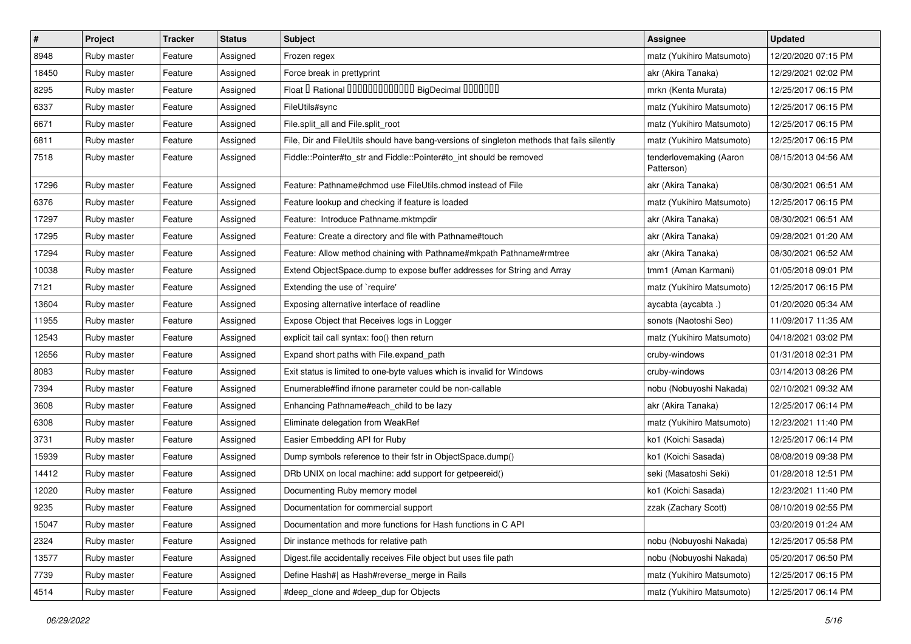| # | Project | Tracker | Status | Subject | Assignee | Updated |
|---|---|---|---|---|---|---|
| 8948 | Ruby master | Feature | Assigned | Frozen regex | matz (Yukihiro Matsumoto) | 12/20/2020 07:15 PM |
| 18450 | Ruby master | Feature | Assigned | Force break in prettyprint | akr (Akira Tanaka) | 12/29/2021 02:02 PM |
| 8295 | Ruby master | Feature | Assigned | Float or Rational or BigDecimal | mrkn (Kenta Murata) | 12/25/2017 06:15 PM |
| 6337 | Ruby master | Feature | Assigned | FileUtils#sync | matz (Yukihiro Matsumoto) | 12/25/2017 06:15 PM |
| 6671 | Ruby master | Feature | Assigned | File.split_all and File.split_root | matz (Yukihiro Matsumoto) | 12/25/2017 06:15 PM |
| 6811 | Ruby master | Feature | Assigned | File, Dir and FileUtils should have bang-versions of singleton methods that fails silently | matz (Yukihiro Matsumoto) | 12/25/2017 06:15 PM |
| 7518 | Ruby master | Feature | Assigned | Fiddle::Pointer#to_str and Fiddle::Pointer#to_int should be removed | tenderlovemaking (Aaron Patterson) | 08/15/2013 04:56 AM |
| 17296 | Ruby master | Feature | Assigned | Feature: Pathname#chmod use FileUtils.chmod instead of File | akr (Akira Tanaka) | 08/30/2021 06:51 AM |
| 6376 | Ruby master | Feature | Assigned | Feature lookup and checking if feature is loaded | matz (Yukihiro Matsumoto) | 12/25/2017 06:15 PM |
| 17297 | Ruby master | Feature | Assigned | Feature: Introduce Pathname.mktmpdir | akr (Akira Tanaka) | 08/30/2021 06:51 AM |
| 17295 | Ruby master | Feature | Assigned | Feature: Create a directory and file with Pathname#touch | akr (Akira Tanaka) | 09/28/2021 01:20 AM |
| 17294 | Ruby master | Feature | Assigned | Feature: Allow method chaining with Pathname#mkpath Pathname#rmtree | akr (Akira Tanaka) | 08/30/2021 06:52 AM |
| 10038 | Ruby master | Feature | Assigned | Extend ObjectSpace.dump to expose buffer addresses for String and Array | tmm1 (Aman Karmani) | 01/05/2018 09:01 PM |
| 7121 | Ruby master | Feature | Assigned | Extending the use of `require' | matz (Yukihiro Matsumoto) | 12/25/2017 06:15 PM |
| 13604 | Ruby master | Feature | Assigned | Exposing alternative interface of readline | aycabta (aycabta .) | 01/20/2020 05:34 AM |
| 11955 | Ruby master | Feature | Assigned | Expose Object that Receives logs in Logger | sonots (Naotoshi Seo) | 11/09/2017 11:35 AM |
| 12543 | Ruby master | Feature | Assigned | explicit tail call syntax: foo() then return | matz (Yukihiro Matsumoto) | 04/18/2021 03:02 PM |
| 12656 | Ruby master | Feature | Assigned | Expand short paths with File.expand_path | cruby-windows | 01/31/2018 02:31 PM |
| 8083 | Ruby master | Feature | Assigned | Exit status is limited to one-byte values which is invalid for Windows | cruby-windows | 03/14/2013 08:26 PM |
| 7394 | Ruby master | Feature | Assigned | Enumerable#find ifnone parameter could be non-callable | nobu (Nobuyoshi Nakada) | 02/10/2021 09:32 AM |
| 3608 | Ruby master | Feature | Assigned | Enhancing Pathname#each_child to be lazy | akr (Akira Tanaka) | 12/25/2017 06:14 PM |
| 6308 | Ruby master | Feature | Assigned | Eliminate delegation from WeakRef | matz (Yukihiro Matsumoto) | 12/23/2021 11:40 PM |
| 3731 | Ruby master | Feature | Assigned | Easier Embedding API for Ruby | ko1 (Koichi Sasada) | 12/25/2017 06:14 PM |
| 15939 | Ruby master | Feature | Assigned | Dump symbols reference to their fstr in ObjectSpace.dump() | ko1 (Koichi Sasada) | 08/08/2019 09:38 PM |
| 14412 | Ruby master | Feature | Assigned | DRb UNIX on local machine: add support for getpeereid() | seki (Masatoshi Seki) | 01/28/2018 12:51 PM |
| 12020 | Ruby master | Feature | Assigned | Documenting Ruby memory model | ko1 (Koichi Sasada) | 12/23/2021 11:40 PM |
| 9235 | Ruby master | Feature | Assigned | Documentation for commercial support | zzak (Zachary Scott) | 08/10/2019 02:55 PM |
| 15047 | Ruby master | Feature | Assigned | Documentation and more functions for Hash functions in C API | | 03/20/2019 01:24 AM |
| 2324 | Ruby master | Feature | Assigned | Dir instance methods for relative path | nobu (Nobuyoshi Nakada) | 12/25/2017 05:58 PM |
| 13577 | Ruby master | Feature | Assigned | Digest.file accidentally receives File object but uses file path | nobu (Nobuyoshi Nakada) | 05/20/2017 06:50 PM |
| 7739 | Ruby master | Feature | Assigned | Define Hash#\| as Hash#reverse_merge in Rails | matz (Yukihiro Matsumoto) | 12/25/2017 06:15 PM |
| 4514 | Ruby master | Feature | Assigned | #deep_clone and #deep_dup for Objects | matz (Yukihiro Matsumoto) | 12/25/2017 06:14 PM |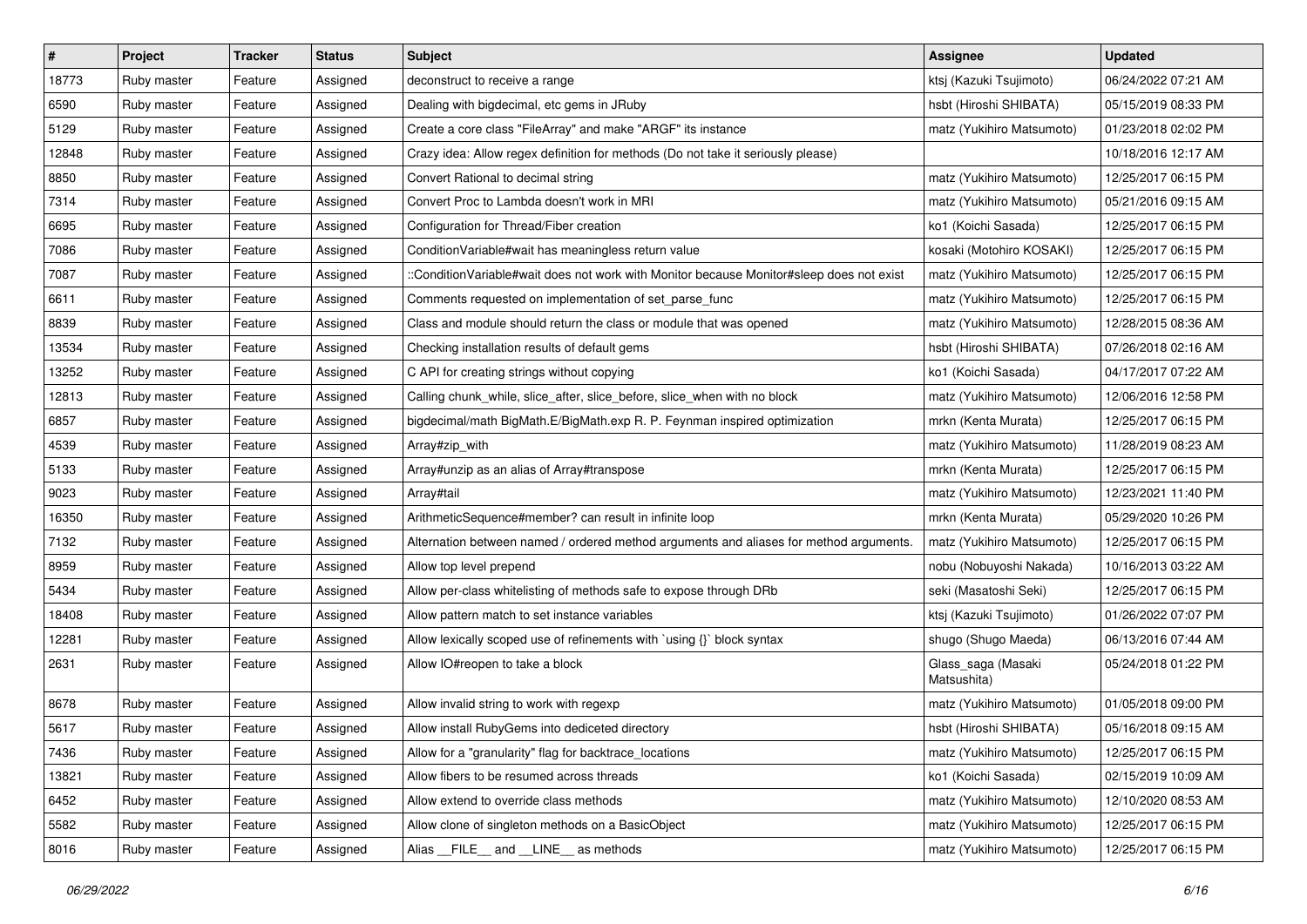| # | Project | Tracker | Status | Subject | Assignee | Updated |
|---|---|---|---|---|---|---|
| 18773 | Ruby master | Feature | Assigned | deconstruct to receive a range | ktsj (Kazuki Tsujimoto) | 06/24/2022 07:21 AM |
| 6590 | Ruby master | Feature | Assigned | Dealing with bigdecimal, etc gems in JRuby | hsbt (Hiroshi SHIBATA) | 05/15/2019 08:33 PM |
| 5129 | Ruby master | Feature | Assigned | Create a core class "FileArray" and make "ARGF" its instance | matz (Yukihiro Matsumoto) | 01/23/2018 02:02 PM |
| 12848 | Ruby master | Feature | Assigned | Crazy idea: Allow regex definition for methods (Do not take it seriously please) | | 10/18/2016 12:17 AM |
| 8850 | Ruby master | Feature | Assigned | Convert Rational to decimal string | matz (Yukihiro Matsumoto) | 12/25/2017 06:15 PM |
| 7314 | Ruby master | Feature | Assigned | Convert Proc to Lambda doesn't work in MRI | matz (Yukihiro Matsumoto) | 05/21/2016 09:15 AM |
| 6695 | Ruby master | Feature | Assigned | Configuration for Thread/Fiber creation | ko1 (Koichi Sasada) | 12/25/2017 06:15 PM |
| 7086 | Ruby master | Feature | Assigned | ConditionVariable#wait has meaningless return value | kosaki (Motohiro KOSAKI) | 12/25/2017 06:15 PM |
| 7087 | Ruby master | Feature | Assigned | ::ConditionVariable#wait does not work with Monitor because Monitor#sleep does not exist | matz (Yukihiro Matsumoto) | 12/25/2017 06:15 PM |
| 6611 | Ruby master | Feature | Assigned | Comments requested on implementation of set_parse_func | matz (Yukihiro Matsumoto) | 12/25/2017 06:15 PM |
| 8839 | Ruby master | Feature | Assigned | Class and module should return the class or module that was opened | matz (Yukihiro Matsumoto) | 12/28/2015 08:36 AM |
| 13534 | Ruby master | Feature | Assigned | Checking installation results of default gems | hsbt (Hiroshi SHIBATA) | 07/26/2018 02:16 AM |
| 13252 | Ruby master | Feature | Assigned | C API for creating strings without copying | ko1 (Koichi Sasada) | 04/17/2017 07:22 AM |
| 12813 | Ruby master | Feature | Assigned | Calling chunk_while, slice_after, slice_before, slice_when with no block | matz (Yukihiro Matsumoto) | 12/06/2016 12:58 PM |
| 6857 | Ruby master | Feature | Assigned | bigdecimal/math BigMath.E/BigMath.exp R. P. Feynman inspired optimization | mrkn (Kenta Murata) | 12/25/2017 06:15 PM |
| 4539 | Ruby master | Feature | Assigned | Array#zip_with | matz (Yukihiro Matsumoto) | 11/28/2019 08:23 AM |
| 5133 | Ruby master | Feature | Assigned | Array#unzip as an alias of Array#transpose | mrkn (Kenta Murata) | 12/25/2017 06:15 PM |
| 9023 | Ruby master | Feature | Assigned | Array#tail | matz (Yukihiro Matsumoto) | 12/23/2021 11:40 PM |
| 16350 | Ruby master | Feature | Assigned | ArithmeticSequence#member? can result in infinite loop | mrkn (Kenta Murata) | 05/29/2020 10:26 PM |
| 7132 | Ruby master | Feature | Assigned | Alternation between named / ordered method arguments and aliases for method arguments. | matz (Yukihiro Matsumoto) | 12/25/2017 06:15 PM |
| 8959 | Ruby master | Feature | Assigned | Allow top level prepend | nobu (Nobuyoshi Nakada) | 10/16/2013 03:22 AM |
| 5434 | Ruby master | Feature | Assigned | Allow per-class whitelisting of methods safe to expose through DRb | seki (Masatoshi Seki) | 12/25/2017 06:15 PM |
| 18408 | Ruby master | Feature | Assigned | Allow pattern match to set instance variables | ktsj (Kazuki Tsujimoto) | 01/26/2022 07:07 PM |
| 12281 | Ruby master | Feature | Assigned | Allow lexically scoped use of refinements with `using {}` block syntax | shugo (Shugo Maeda) | 06/13/2016 07:44 AM |
| 2631 | Ruby master | Feature | Assigned | Allow IO#reopen to take a block | Glass_saga (Masaki Matsushita) | 05/24/2018 01:22 PM |
| 8678 | Ruby master | Feature | Assigned | Allow invalid string to work with regexp | matz (Yukihiro Matsumoto) | 01/05/2018 09:00 PM |
| 5617 | Ruby master | Feature | Assigned | Allow install RubyGems into dediceted directory | hsbt (Hiroshi SHIBATA) | 05/16/2018 09:15 AM |
| 7436 | Ruby master | Feature | Assigned | Allow for a "granularity" flag for backtrace_locations | matz (Yukihiro Matsumoto) | 12/25/2017 06:15 PM |
| 13821 | Ruby master | Feature | Assigned | Allow fibers to be resumed across threads | ko1 (Koichi Sasada) | 02/15/2019 10:09 AM |
| 6452 | Ruby master | Feature | Assigned | Allow extend to override class methods | matz (Yukihiro Matsumoto) | 12/10/2020 08:53 AM |
| 5582 | Ruby master | Feature | Assigned | Allow clone of singleton methods on a BasicObject | matz (Yukihiro Matsumoto) | 12/25/2017 06:15 PM |
| 8016 | Ruby master | Feature | Assigned | Alias __FILE__ and __LINE__ as methods | matz (Yukihiro Matsumoto) | 12/25/2017 06:15 PM |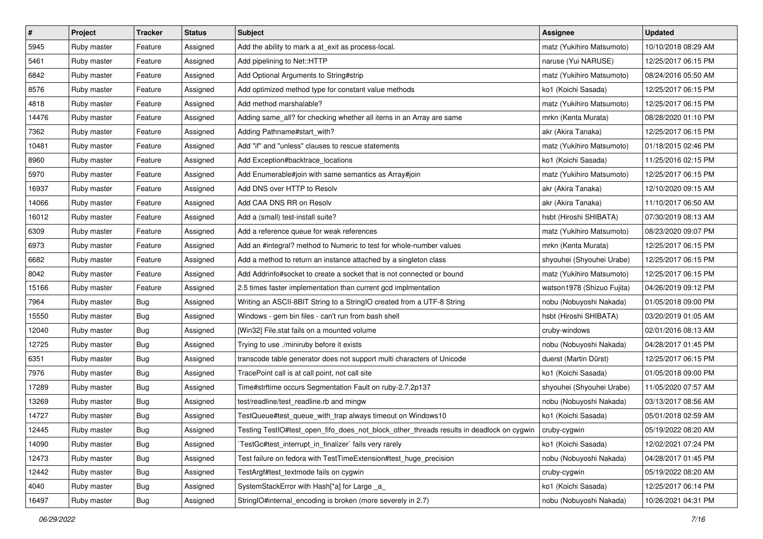| # | Project | Tracker | Status | Subject | Assignee | Updated |
|---|---|---|---|---|---|---|
| 5945 | Ruby master | Feature | Assigned | Add the ability to mark a at_exit as process-local. | matz (Yukihiro Matsumoto) | 10/10/2018 08:29 AM |
| 5461 | Ruby master | Feature | Assigned | Add pipelining to Net::HTTP | naruse (Yui NARUSE) | 12/25/2017 06:15 PM |
| 6842 | Ruby master | Feature | Assigned | Add Optional Arguments to String#strip | matz (Yukihiro Matsumoto) | 08/24/2016 05:50 AM |
| 8576 | Ruby master | Feature | Assigned | Add optimized method type for constant value methods | ko1 (Koichi Sasada) | 12/25/2017 06:15 PM |
| 4818 | Ruby master | Feature | Assigned | Add method marshalable? | matz (Yukihiro Matsumoto) | 12/25/2017 06:15 PM |
| 14476 | Ruby master | Feature | Assigned | Adding same_all? for checking whether all items in an Array are same | mrkn (Kenta Murata) | 08/28/2020 01:10 PM |
| 7362 | Ruby master | Feature | Assigned | Adding Pathname#start_with? | akr (Akira Tanaka) | 12/25/2017 06:15 PM |
| 10481 | Ruby master | Feature | Assigned | Add "if" and "unless" clauses to rescue statements | matz (Yukihiro Matsumoto) | 01/18/2015 02:46 PM |
| 8960 | Ruby master | Feature | Assigned | Add Exception#backtrace_locations | ko1 (Koichi Sasada) | 11/25/2016 02:15 PM |
| 5970 | Ruby master | Feature | Assigned | Add Enumerable#join with same semantics as Array#join | matz (Yukihiro Matsumoto) | 12/25/2017 06:15 PM |
| 16937 | Ruby master | Feature | Assigned | Add DNS over HTTP to Resolv | akr (Akira Tanaka) | 12/10/2020 09:15 AM |
| 14066 | Ruby master | Feature | Assigned | Add CAA DNS RR on Resolv | akr (Akira Tanaka) | 11/10/2017 06:50 AM |
| 16012 | Ruby master | Feature | Assigned | Add a (small) test-install suite? | hsbt (Hiroshi SHIBATA) | 07/30/2019 08:13 AM |
| 6309 | Ruby master | Feature | Assigned | Add a reference queue for weak references | matz (Yukihiro Matsumoto) | 08/23/2020 09:07 PM |
| 6973 | Ruby master | Feature | Assigned | Add an #integral? method to Numeric to test for whole-number values | mrkn (Kenta Murata) | 12/25/2017 06:15 PM |
| 6682 | Ruby master | Feature | Assigned | Add a method to return an instance attached by a singleton class | shyouhei (Shyouhei Urabe) | 12/25/2017 06:15 PM |
| 8042 | Ruby master | Feature | Assigned | Add Addrinfo#socket to create a socket that is not connected or bound | matz (Yukihiro Matsumoto) | 12/25/2017 06:15 PM |
| 15166 | Ruby master | Feature | Assigned | 2.5 times faster implementation than current gcd implmentation | watson1978 (Shizuo Fujita) | 04/26/2019 09:12 PM |
| 7964 | Ruby master | Bug | Assigned | Writing an ASCII-8BIT String to a StringIO created from a UTF-8 String | nobu (Nobuyoshi Nakada) | 01/05/2018 09:00 PM |
| 15550 | Ruby master | Bug | Assigned | Windows - gem bin files - can't run from bash shell | hsbt (Hiroshi SHIBATA) | 03/20/2019 01:05 AM |
| 12040 | Ruby master | Bug | Assigned | [Win32] File.stat fails on a mounted volume | cruby-windows | 02/01/2016 08:13 AM |
| 12725 | Ruby master | Bug | Assigned | Trying to use ./miniruby before it exists | nobu (Nobuyoshi Nakada) | 04/28/2017 01:45 PM |
| 6351 | Ruby master | Bug | Assigned | transcode table generator does not support multi characters of Unicode | duerst (Martin Dürst) | 12/25/2017 06:15 PM |
| 7976 | Ruby master | Bug | Assigned | TracePoint call is at call point, not call site | ko1 (Koichi Sasada) | 01/05/2018 09:00 PM |
| 17289 | Ruby master | Bug | Assigned | Time#strftime occurs Segmentation Fault on ruby-2.7.2p137 | shyouhei (Shyouhei Urabe) | 11/05/2020 07:57 AM |
| 13269 | Ruby master | Bug | Assigned | test/readline/test_readline.rb and mingw | nobu (Nobuyoshi Nakada) | 03/13/2017 08:56 AM |
| 14727 | Ruby master | Bug | Assigned | TestQueue#test_queue_with_trap always timeout on Windows10 | ko1 (Koichi Sasada) | 05/01/2018 02:59 AM |
| 12445 | Ruby master | Bug | Assigned | Testing TestIO#test_open_fifo_does_not_block_other_threads results in deadlock on cygwin | cruby-cygwin | 05/19/2022 08:20 AM |
| 14090 | Ruby master | Bug | Assigned | `TestGc#test_interrupt_in_finalizer` fails very rarely | ko1 (Koichi Sasada) | 12/02/2021 07:24 PM |
| 12473 | Ruby master | Bug | Assigned | Test failure on fedora with TestTimeExtension#test_huge_precision | nobu (Nobuyoshi Nakada) | 04/28/2017 01:45 PM |
| 12442 | Ruby master | Bug | Assigned | TestArgf#test_textmode fails on cygwin | cruby-cygwin | 05/19/2022 08:20 AM |
| 4040 | Ruby master | Bug | Assigned | SystemStackError with Hash[*a] for Large _a_ | ko1 (Koichi Sasada) | 12/25/2017 06:14 PM |
| 16497 | Ruby master | Bug | Assigned | StringIO#internal_encoding is broken (more severely in 2.7) | nobu (Nobuyoshi Nakada) | 10/26/2021 04:31 PM |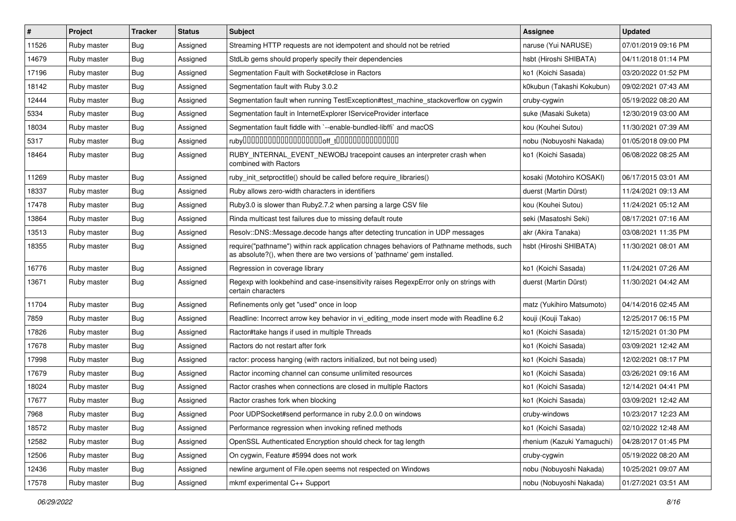| # | Project | Tracker | Status | Subject | Assignee | Updated |
|---|---|---|---|---|---|---|
| 11526 | Ruby master | Bug | Assigned | Streaming HTTP requests are not idempotent and should not be retried | naruse (Yui NARUSE) | 07/01/2019 09:16 PM |
| 14679 | Ruby master | Bug | Assigned | StdLib gems should properly specify their dependencies | hsbt (Hiroshi SHIBATA) | 04/11/2018 01:14 PM |
| 17196 | Ruby master | Bug | Assigned | Segmentation Fault with Socket#close in Ractors | ko1 (Koichi Sasada) | 03/20/2022 01:52 PM |
| 18142 | Ruby master | Bug | Assigned | Segmentation fault with Ruby 3.0.2 | k0kubun (Takashi Kokubun) | 09/02/2021 07:43 AM |
| 12444 | Ruby master | Bug | Assigned | Segmentation fault when running TestException#test_machine_stackoverflow on cygwin | cruby-cygwin | 05/19/2022 08:20 AM |
| 5334 | Ruby master | Bug | Assigned | Segmentation fault in InternetExplorer IServiceProvider interface | suke (Masaki Suketa) | 12/30/2019 03:00 AM |
| 18034 | Ruby master | Bug | Assigned | Segmentation fault fiddle with `--enable-bundled-libffi` and macOS | kou (Kouhei Sutou) | 11/30/2021 07:39 AM |
| 5317 | Ruby master | Bug | Assigned | ruby????????????????????off_t??????????????? | nobu (Nobuyoshi Nakada) | 01/05/2018 09:00 PM |
| 18464 | Ruby master | Bug | Assigned | RUBY_INTERNAL_EVENT_NEWOBJ tracepoint causes an interpreter crash when combined with Ractors | ko1 (Koichi Sasada) | 06/08/2022 08:25 AM |
| 11269 | Ruby master | Bug | Assigned | ruby_init_setproctitle() should be called before require_libraries() | kosaki (Motohiro KOSAKI) | 06/17/2015 03:01 AM |
| 18337 | Ruby master | Bug | Assigned | Ruby allows zero-width characters in identifiers | duerst (Martin Dürst) | 11/24/2021 09:13 AM |
| 17478 | Ruby master | Bug | Assigned | Ruby3.0 is slower than Ruby2.7.2 when parsing a large CSV file | kou (Kouhei Sutou) | 11/24/2021 05:12 AM |
| 13864 | Ruby master | Bug | Assigned | Rinda multicast test failures due to missing default route | seki (Masatoshi Seki) | 08/17/2021 07:16 AM |
| 13513 | Ruby master | Bug | Assigned | Resolv::DNS::Message.decode hangs after detecting truncation in UDP messages | akr (Akira Tanaka) | 03/08/2021 11:35 PM |
| 18355 | Ruby master | Bug | Assigned | require("pathname") within rack application chnages behaviors of Pathname methods, such as absolute?(), when there are two versions of 'pathname' gem installed. | hsbt (Hiroshi SHIBATA) | 11/30/2021 08:01 AM |
| 16776 | Ruby master | Bug | Assigned | Regression in coverage library | ko1 (Koichi Sasada) | 11/24/2021 07:26 AM |
| 13671 | Ruby master | Bug | Assigned | Regexp with lookbehind and case-insensitivity raises RegexpError only on strings with certain characters | duerst (Martin Dürst) | 11/30/2021 04:42 AM |
| 11704 | Ruby master | Bug | Assigned | Refinements only get "used" once in loop | matz (Yukihiro Matsumoto) | 04/14/2016 02:45 AM |
| 7859 | Ruby master | Bug | Assigned | Readline: Incorrect arrow key behavior in vi_editing_mode insert mode with Readline 6.2 | kouji (Kouji Takao) | 12/25/2017 06:15 PM |
| 17826 | Ruby master | Bug | Assigned | Ractor#take hangs if used in multiple Threads | ko1 (Koichi Sasada) | 12/15/2021 01:30 PM |
| 17678 | Ruby master | Bug | Assigned | Ractors do not restart after fork | ko1 (Koichi Sasada) | 03/09/2021 12:42 AM |
| 17998 | Ruby master | Bug | Assigned | ractor: process hanging (with ractors initialized, but not being used) | ko1 (Koichi Sasada) | 12/02/2021 08:17 PM |
| 17679 | Ruby master | Bug | Assigned | Ractor incoming channel can consume unlimited resources | ko1 (Koichi Sasada) | 03/26/2021 09:16 AM |
| 18024 | Ruby master | Bug | Assigned | Ractor crashes when connections are closed in multiple Ractors | ko1 (Koichi Sasada) | 12/14/2021 04:41 PM |
| 17677 | Ruby master | Bug | Assigned | Ractor crashes fork when blocking | ko1 (Koichi Sasada) | 03/09/2021 12:42 AM |
| 7968 | Ruby master | Bug | Assigned | Poor UDPSocket#send performance in ruby 2.0.0 on windows | cruby-windows | 10/23/2017 12:23 AM |
| 18572 | Ruby master | Bug | Assigned | Performance regression when invoking refined methods | ko1 (Koichi Sasada) | 02/10/2022 12:48 AM |
| 12582 | Ruby master | Bug | Assigned | OpenSSL Authenticated Encryption should check for tag length | rhenium (Kazuki Yamaguchi) | 04/28/2017 01:45 PM |
| 12506 | Ruby master | Bug | Assigned | On cygwin, Feature #5994 does not work | cruby-cygwin | 05/19/2022 08:20 AM |
| 12436 | Ruby master | Bug | Assigned | newline argument of File.open seems not respected on Windows | nobu (Nobuyoshi Nakada) | 10/25/2021 09:07 AM |
| 17578 | Ruby master | Bug | Assigned | mkmf experimental C++ Support | nobu (Nobuyoshi Nakada) | 01/27/2021 03:51 AM |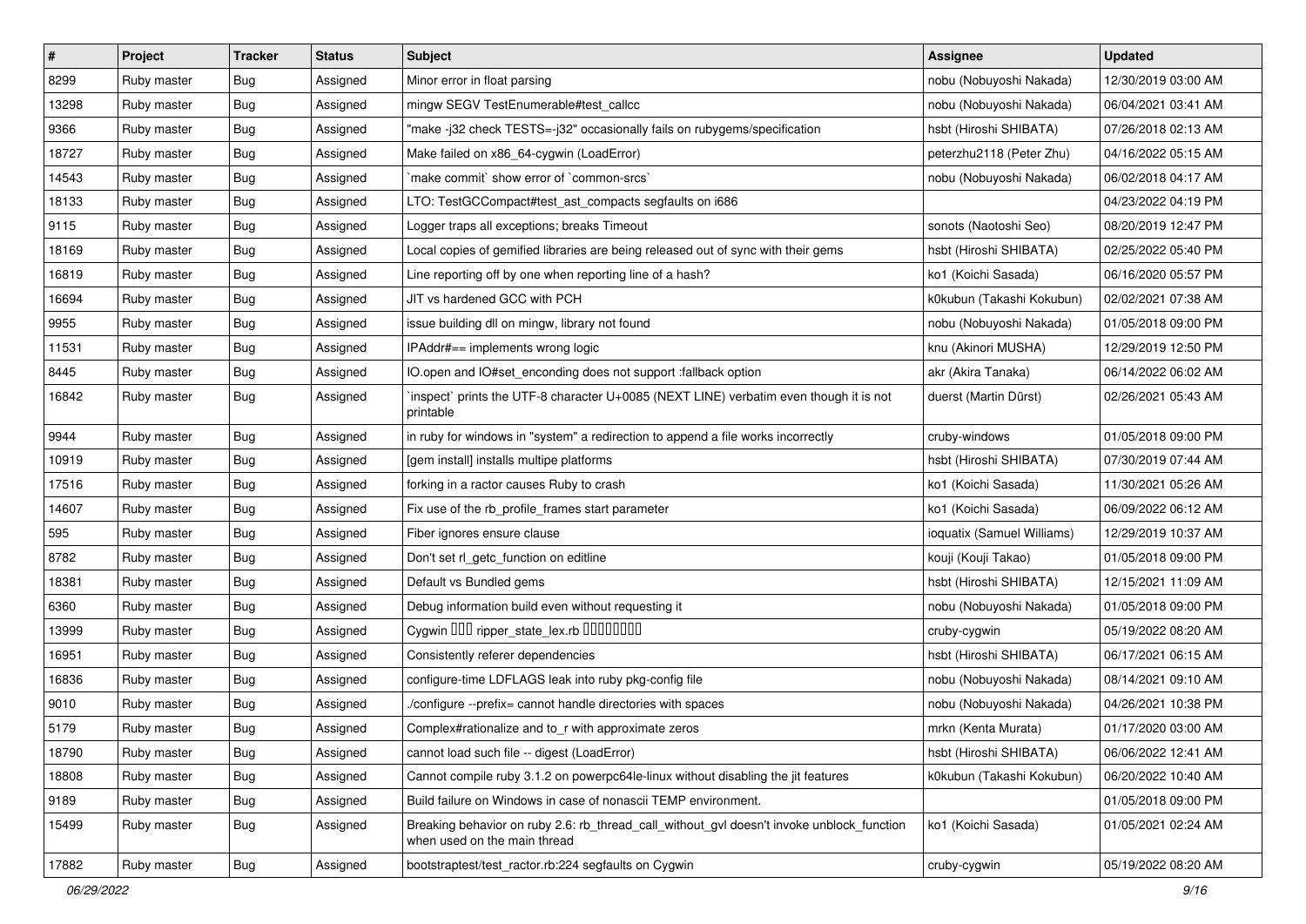| # | Project | Tracker | Status | Subject | Assignee | Updated |
|---|---|---|---|---|---|---|
| 8299 | Ruby master | Bug | Assigned | Minor error in float parsing | nobu (Nobuyoshi Nakada) | 12/30/2019 03:00 AM |
| 13298 | Ruby master | Bug | Assigned | mingw SEGV TestEnumerable#test_callcc | nobu (Nobuyoshi Nakada) | 06/04/2021 03:41 AM |
| 9366 | Ruby master | Bug | Assigned | "make -j32 check TESTS=-j32" occasionally fails on rubygems/specification | hsbt (Hiroshi SHIBATA) | 07/26/2018 02:13 AM |
| 18727 | Ruby master | Bug | Assigned | Make failed on x86_64-cygwin (LoadError) | peterzhu2118 (Peter Zhu) | 04/16/2022 05:15 AM |
| 14543 | Ruby master | Bug | Assigned | `make commit` show error of `common-srcs` | nobu (Nobuyoshi Nakada) | 06/02/2018 04:17 AM |
| 18133 | Ruby master | Bug | Assigned | LTO: TestGCCompact#test_ast_compacts segfaults on i686 | | 04/23/2022 04:19 PM |
| 9115 | Ruby master | Bug | Assigned | Logger traps all exceptions; breaks Timeout | sonots (Naotoshi Seo) | 08/20/2019 12:47 PM |
| 18169 | Ruby master | Bug | Assigned | Local copies of gemified libraries are being released out of sync with their gems | hsbt (Hiroshi SHIBATA) | 02/25/2022 05:40 PM |
| 16819 | Ruby master | Bug | Assigned | Line reporting off by one when reporting line of a hash? | ko1 (Koichi Sasada) | 06/16/2020 05:57 PM |
| 16694 | Ruby master | Bug | Assigned | JIT vs hardened GCC with PCH | k0kubun (Takashi Kokubun) | 02/02/2021 07:38 AM |
| 9955 | Ruby master | Bug | Assigned | issue building dll on mingw, library not found | nobu (Nobuyoshi Nakada) | 01/05/2018 09:00 PM |
| 11531 | Ruby master | Bug | Assigned | IPAddr#== implements wrong logic | knu (Akinori MUSHA) | 12/29/2019 12:50 PM |
| 8445 | Ruby master | Bug | Assigned | IO.open and IO#set_enconding does not support :fallback option | akr (Akira Tanaka) | 06/14/2022 06:02 AM |
| 16842 | Ruby master | Bug | Assigned | `inspect` prints the UTF-8 character U+0085 (NEXT LINE) verbatim even though it is not printable | duerst (Martin Dürst) | 02/26/2021 05:43 AM |
| 9944 | Ruby master | Bug | Assigned | in ruby for windows in "system" a redirection to append a file works incorrectly | cruby-windows | 01/05/2018 09:00 PM |
| 10919 | Ruby master | Bug | Assigned | [gem install] installs multipe platforms | hsbt (Hiroshi SHIBATA) | 07/30/2019 07:44 AM |
| 17516 | Ruby master | Bug | Assigned | forking in a ractor causes Ruby to crash | ko1 (Koichi Sasada) | 11/30/2021 05:26 AM |
| 14607 | Ruby master | Bug | Assigned | Fix use of the rb_profile_frames start parameter | ko1 (Koichi Sasada) | 06/09/2022 06:12 AM |
| 595 | Ruby master | Bug | Assigned | Fiber ignores ensure clause | ioquatix (Samuel Williams) | 12/29/2019 10:37 AM |
| 8782 | Ruby master | Bug | Assigned | Don't set rl_getc_function on editline | kouji (Kouji Takao) | 01/05/2018 09:00 PM |
| 18381 | Ruby master | Bug | Assigned | Default vs Bundled gems | hsbt (Hiroshi SHIBATA) | 12/15/2021 11:09 AM |
| 6360 | Ruby master | Bug | Assigned | Debug information build even without requesting it | nobu (Nobuyoshi Nakada) | 01/05/2018 09:00 PM |
| 13999 | Ruby master | Bug | Assigned | Cygwin ��� ripper_state_lex.rb ��������� | cruby-cygwin | 05/19/2022 08:20 AM |
| 16951 | Ruby master | Bug | Assigned | Consistently referer dependencies | hsbt (Hiroshi SHIBATA) | 06/17/2021 06:15 AM |
| 16836 | Ruby master | Bug | Assigned | configure-time LDFLAGS leak into ruby pkg-config file | nobu (Nobuyoshi Nakada) | 08/14/2021 09:10 AM |
| 9010 | Ruby master | Bug | Assigned | ./configure --prefix= cannot handle directories with spaces | nobu (Nobuyoshi Nakada) | 04/26/2021 10:38 PM |
| 5179 | Ruby master | Bug | Assigned | Complex#rationalize and to_r with approximate zeros | mrkn (Kenta Murata) | 01/17/2020 03:00 AM |
| 18790 | Ruby master | Bug | Assigned | cannot load such file -- digest (LoadError) | hsbt (Hiroshi SHIBATA) | 06/06/2022 12:41 AM |
| 18808 | Ruby master | Bug | Assigned | Cannot compile ruby 3.1.2 on powerpc64le-linux without disabling the jit features | k0kubun (Takashi Kokubun) | 06/20/2022 10:40 AM |
| 9189 | Ruby master | Bug | Assigned | Build failure on Windows in case of nonascii TEMP environment. | | 01/05/2018 09:00 PM |
| 15499 | Ruby master | Bug | Assigned | Breaking behavior on ruby 2.6: rb_thread_call_without_gvl doesn't invoke unblock_function when used on the main thread | ko1 (Koichi Sasada) | 01/05/2021 02:24 AM |
| 17882 | Ruby master | Bug | Assigned | bootstraptest/test_ractor.rb:224 segfaults on Cygwin | cruby-cygwin | 05/19/2022 08:20 AM |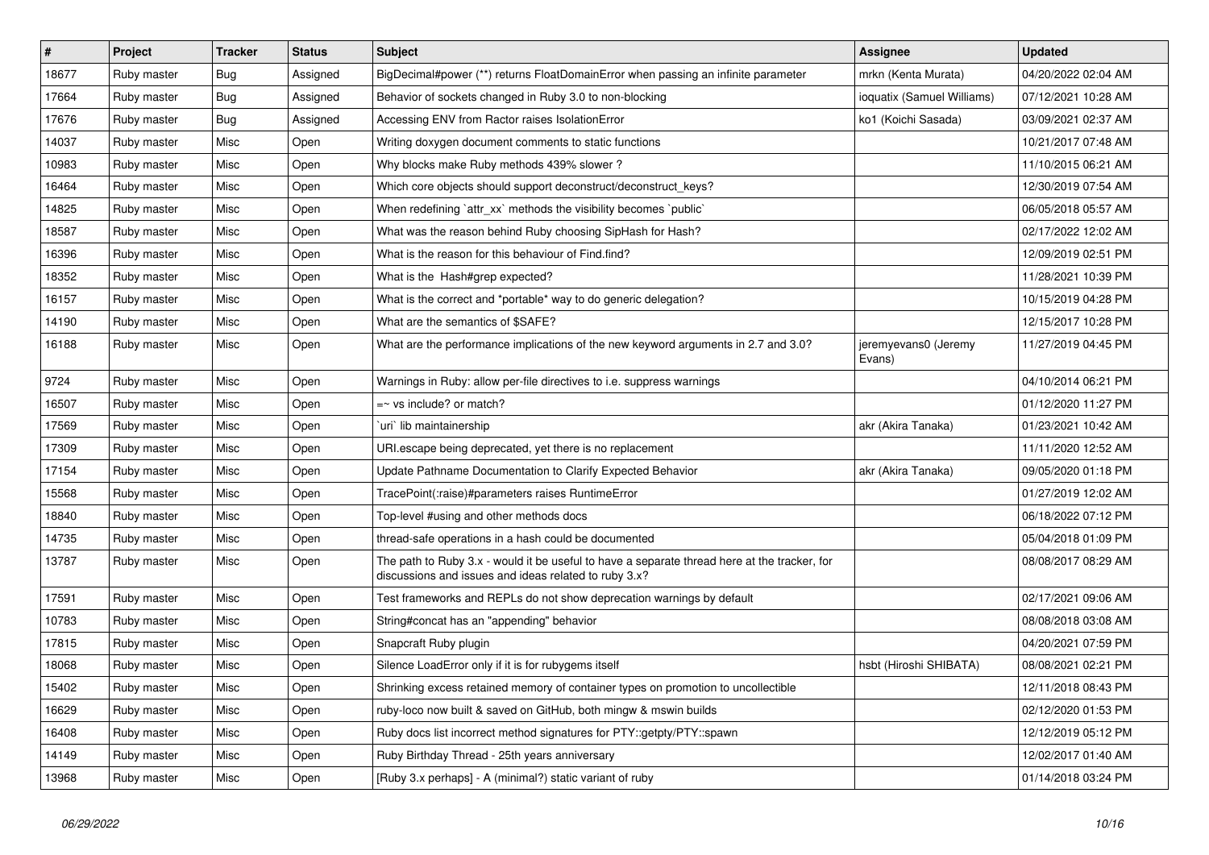| # | Project | Tracker | Status | Subject | Assignee | Updated |
|---|---|---|---|---|---|---|
| 18677 | Ruby master | Bug | Assigned | BigDecimal#power (**) returns FloatDomainError when passing an infinite parameter | mrkn (Kenta Murata) | 04/20/2022 02:04 AM |
| 17664 | Ruby master | Bug | Assigned | Behavior of sockets changed in Ruby 3.0 to non-blocking | ioquatix (Samuel Williams) | 07/12/2021 10:28 AM |
| 17676 | Ruby master | Bug | Assigned | Accessing ENV from Ractor raises IsolationError | ko1 (Koichi Sasada) | 03/09/2021 02:37 AM |
| 14037 | Ruby master | Misc | Open | Writing doxygen document comments to static functions | | 10/21/2017 07:48 AM |
| 10983 | Ruby master | Misc | Open | Why blocks make Ruby methods 439% slower ? | | 11/10/2015 06:21 AM |
| 16464 | Ruby master | Misc | Open | Which core objects should support deconstruct/deconstruct_keys? | | 12/30/2019 07:54 AM |
| 14825 | Ruby master | Misc | Open | When redefining `attr_xx` methods the visibility becomes `public` | | 06/05/2018 05:57 AM |
| 18587 | Ruby master | Misc | Open | What was the reason behind Ruby choosing SipHash for Hash? | | 02/17/2022 12:02 AM |
| 16396 | Ruby master | Misc | Open | What is the reason for this behaviour of Find.find? | | 12/09/2019 02:51 PM |
| 18352 | Ruby master | Misc | Open | What is the Hash#grep expected? | | 11/28/2021 10:39 PM |
| 16157 | Ruby master | Misc | Open | What is the correct and *portable* way to do generic delegation? | | 10/15/2019 04:28 PM |
| 14190 | Ruby master | Misc | Open | What are the semantics of $SAFE? | | 12/15/2017 10:28 PM |
| 16188 | Ruby master | Misc | Open | What are the performance implications of the new keyword arguments in 2.7 and 3.0? | jeremyevans0 (Jeremy Evans) | 11/27/2019 04:45 PM |
| 9724 | Ruby master | Misc | Open | Warnings in Ruby: allow per-file directives to i.e. suppress warnings | | 04/10/2014 06:21 PM |
| 16507 | Ruby master | Misc | Open | =~ vs include? or match? | | 01/12/2020 11:27 PM |
| 17569 | Ruby master | Misc | Open | `uri` lib maintainership | akr (Akira Tanaka) | 01/23/2021 10:42 AM |
| 17309 | Ruby master | Misc | Open | URI.escape being deprecated, yet there is no replacement | | 11/11/2020 12:52 AM |
| 17154 | Ruby master | Misc | Open | Update Pathname Documentation to Clarify Expected Behavior | akr (Akira Tanaka) | 09/05/2020 01:18 PM |
| 15568 | Ruby master | Misc | Open | TracePoint(:raise)#parameters raises RuntimeError | | 01/27/2019 12:02 AM |
| 18840 | Ruby master | Misc | Open | Top-level #using and other methods docs | | 06/18/2022 07:12 PM |
| 14735 | Ruby master | Misc | Open | thread-safe operations in a hash could be documented | | 05/04/2018 01:09 PM |
| 13787 | Ruby master | Misc | Open | The path to Ruby 3.x - would it be useful to have a separate thread here at the tracker, for discussions and issues and ideas related to ruby 3.x? | | 08/08/2017 08:29 AM |
| 17591 | Ruby master | Misc | Open | Test frameworks and REPLs do not show deprecation warnings by default | | 02/17/2021 09:06 AM |
| 10783 | Ruby master | Misc | Open | String#concat has an "appending" behavior | | 08/08/2018 03:08 AM |
| 17815 | Ruby master | Misc | Open | Snapcraft Ruby plugin | | 04/20/2021 07:59 PM |
| 18068 | Ruby master | Misc | Open | Silence LoadError only if it is for rubygems itself | hsbt (Hiroshi SHIBATA) | 08/08/2021 02:21 PM |
| 15402 | Ruby master | Misc | Open | Shrinking excess retained memory of container types on promotion to uncollectible | | 12/11/2018 08:43 PM |
| 16629 | Ruby master | Misc | Open | ruby-loco now built & saved on GitHub, both mingw & mswin builds | | 02/12/2020 01:53 PM |
| 16408 | Ruby master | Misc | Open | Ruby docs list incorrect method signatures for PTY::getpty/PTY::spawn | | 12/12/2019 05:12 PM |
| 14149 | Ruby master | Misc | Open | Ruby Birthday Thread - 25th years anniversary | | 12/02/2017 01:40 AM |
| 13968 | Ruby master | Misc | Open | [Ruby 3.x perhaps] - A (minimal?) static variant of ruby | | 01/14/2018 03:24 PM |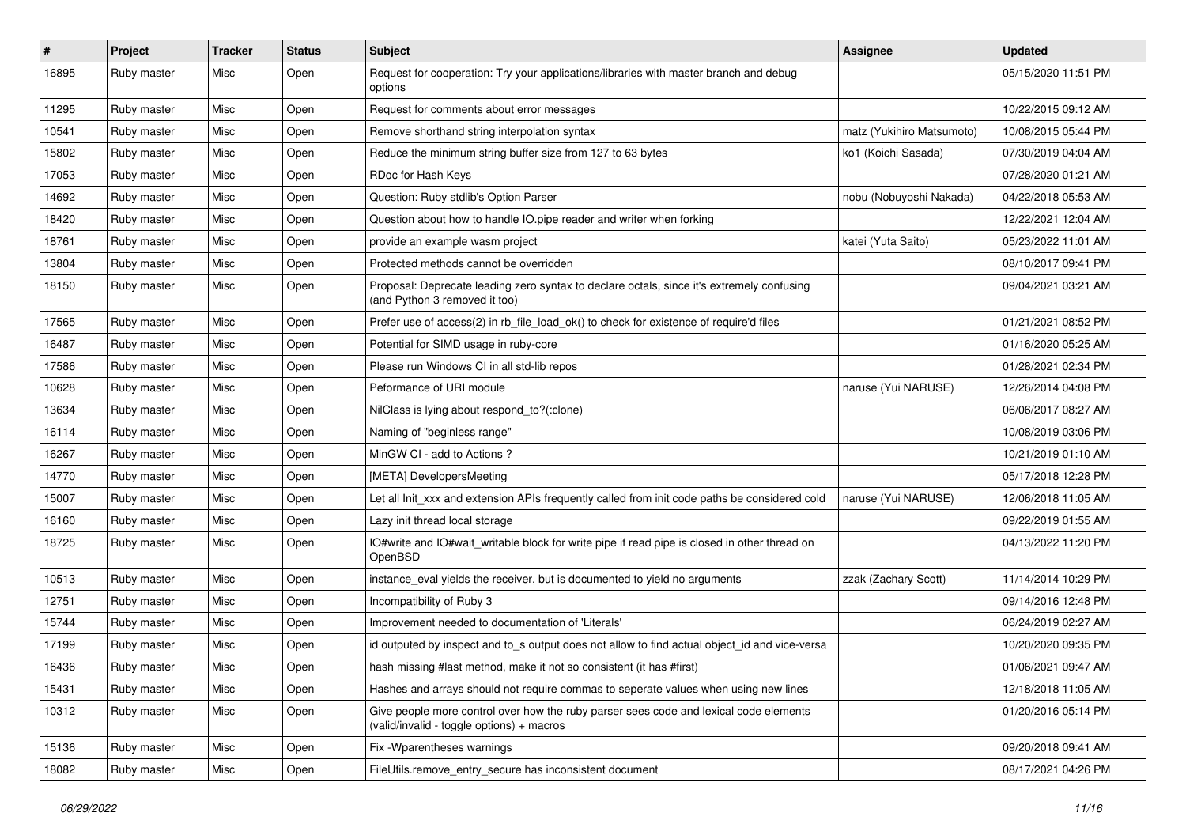| # | Project | Tracker | Status | Subject | Assignee | Updated |
|---|---|---|---|---|---|---|
| 16895 | Ruby master | Misc | Open | Request for cooperation: Try your applications/libraries with master branch and debug options | | 05/15/2020 11:51 PM |
| 11295 | Ruby master | Misc | Open | Request for comments about error messages | | 10/22/2015 09:12 AM |
| 10541 | Ruby master | Misc | Open | Remove shorthand string interpolation syntax | matz (Yukihiro Matsumoto) | 10/08/2015 05:44 PM |
| 15802 | Ruby master | Misc | Open | Reduce the minimum string buffer size from 127 to 63 bytes | ko1 (Koichi Sasada) | 07/30/2019 04:04 AM |
| 17053 | Ruby master | Misc | Open | RDoc for Hash Keys | | 07/28/2020 01:21 AM |
| 14692 | Ruby master | Misc | Open | Question: Ruby stdlib's Option Parser | nobu (Nobuyoshi Nakada) | 04/22/2018 05:53 AM |
| 18420 | Ruby master | Misc | Open | Question about how to handle IO.pipe reader and writer when forking | | 12/22/2021 12:04 AM |
| 18761 | Ruby master | Misc | Open | provide an example wasm project | katei (Yuta Saito) | 05/23/2022 11:01 AM |
| 13804 | Ruby master | Misc | Open | Protected methods cannot be overridden | | 08/10/2017 09:41 PM |
| 18150 | Ruby master | Misc | Open | Proposal: Deprecate leading zero syntax to declare octals, since it's extremely confusing (and Python 3 removed it too) | | 09/04/2021 03:21 AM |
| 17565 | Ruby master | Misc | Open | Prefer use of access(2) in rb_file_load_ok() to check for existence of require'd files | | 01/21/2021 08:52 PM |
| 16487 | Ruby master | Misc | Open | Potential for SIMD usage in ruby-core | | 01/16/2020 05:25 AM |
| 17586 | Ruby master | Misc | Open | Please run Windows CI in all std-lib repos | | 01/28/2021 02:34 PM |
| 10628 | Ruby master | Misc | Open | Peformance of URI module | naruse (Yui NARUSE) | 12/26/2014 04:08 PM |
| 13634 | Ruby master | Misc | Open | NilClass is lying about respond_to?(:clone) | | 06/06/2017 08:27 AM |
| 16114 | Ruby master | Misc | Open | Naming of "beginless range" | | 10/08/2019 03:06 PM |
| 16267 | Ruby master | Misc | Open | MinGW CI - add to Actions ? | | 10/21/2019 01:10 AM |
| 14770 | Ruby master | Misc | Open | [META] DevelopersMeeting | | 05/17/2018 12:28 PM |
| 15007 | Ruby master | Misc | Open | Let all Init_xxx and extension APIs frequently called from init code paths be considered cold | naruse (Yui NARUSE) | 12/06/2018 11:05 AM |
| 16160 | Ruby master | Misc | Open | Lazy init thread local storage | | 09/22/2019 01:55 AM |
| 18725 | Ruby master | Misc | Open | IO#write and IO#wait_writable block for write pipe if read pipe is closed in other thread on OpenBSD | | 04/13/2022 11:20 PM |
| 10513 | Ruby master | Misc | Open | instance_eval yields the receiver, but is documented to yield no arguments | zzak (Zachary Scott) | 11/14/2014 10:29 PM |
| 12751 | Ruby master | Misc | Open | Incompatibility of Ruby 3 | | 09/14/2016 12:48 PM |
| 15744 | Ruby master | Misc | Open | Improvement needed to documentation of 'Literals' | | 06/24/2019 02:27 AM |
| 17199 | Ruby master | Misc | Open | id outputed by inspect and to_s output does not allow to find actual object_id and vice-versa | | 10/20/2020 09:35 PM |
| 16436 | Ruby master | Misc | Open | hash missing #last method, make it not so consistent (it has #first) | | 01/06/2021 09:47 AM |
| 15431 | Ruby master | Misc | Open | Hashes and arrays should not require commas to seperate values when using new lines | | 12/18/2018 11:05 AM |
| 10312 | Ruby master | Misc | Open | Give people more control over how the ruby parser sees code and lexical code elements (valid/invalid - toggle options) + macros | | 01/20/2016 05:14 PM |
| 15136 | Ruby master | Misc | Open | Fix -Wparentheses warnings | | 09/20/2018 09:41 AM |
| 18082 | Ruby master | Misc | Open | FileUtils.remove_entry_secure has inconsistent document | | 08/17/2021 04:26 PM |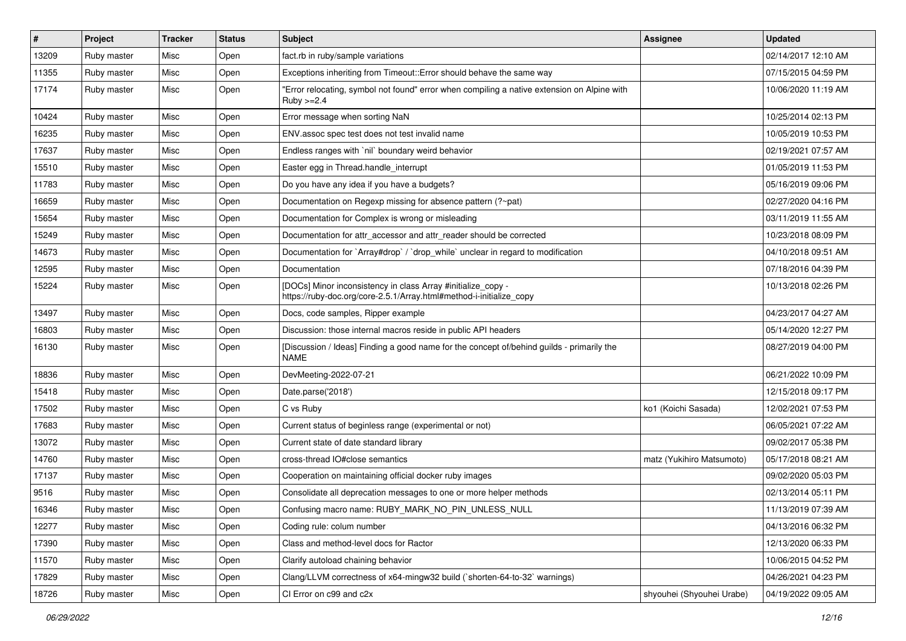| # | Project | Tracker | Status | Subject | Assignee | Updated |
|---|---|---|---|---|---|---|
| 13209 | Ruby master | Misc | Open | fact.rb in ruby/sample variations | | 02/14/2017 12:10 AM |
| 11355 | Ruby master | Misc | Open | Exceptions inheriting from Timeout::Error should behave the same way | | 07/15/2015 04:59 PM |
| 17174 | Ruby master | Misc | Open | "Error relocating, symbol not found" error when compiling a native extension on Alpine with Ruby >=2.4 | | 10/06/2020 11:19 AM |
| 10424 | Ruby master | Misc | Open | Error message when sorting NaN | | 10/25/2014 02:13 PM |
| 16235 | Ruby master | Misc | Open | ENV.assoc spec test does not test invalid name | | 10/05/2019 10:53 PM |
| 17637 | Ruby master | Misc | Open | Endless ranges with `nil` boundary weird behavior | | 02/19/2021 07:57 AM |
| 15510 | Ruby master | Misc | Open | Easter egg in Thread.handle_interrupt | | 01/05/2019 11:53 PM |
| 11783 | Ruby master | Misc | Open | Do you have any idea if you have a budgets? | | 05/16/2019 09:06 PM |
| 16659 | Ruby master | Misc | Open | Documentation on Regexp missing for absence pattern (?~pat) | | 02/27/2020 04:16 PM |
| 15654 | Ruby master | Misc | Open | Documentation for Complex is wrong or misleading | | 03/11/2019 11:55 AM |
| 15249 | Ruby master | Misc | Open | Documentation for attr_accessor and attr_reader should be corrected | | 10/23/2018 08:09 PM |
| 14673 | Ruby master | Misc | Open | Documentation for `Array#drop` / `drop_while` unclear in regard to modification | | 04/10/2018 09:51 AM |
| 12595 | Ruby master | Misc | Open | Documentation | | 07/18/2016 04:39 PM |
| 15224 | Ruby master | Misc | Open | [DOCs] Minor inconsistency in class Array #initialize_copy - https://ruby-doc.org/core-2.5.1/Array.html#method-i-initialize_copy | | 10/13/2018 02:26 PM |
| 13497 | Ruby master | Misc | Open | Docs, code samples, Ripper example | | 04/23/2017 04:27 AM |
| 16803 | Ruby master | Misc | Open | Discussion: those internal macros reside in public API headers | | 05/14/2020 12:27 PM |
| 16130 | Ruby master | Misc | Open | [Discussion / Ideas] Finding a good name for the concept of/behind guilds - primarily the NAME | | 08/27/2019 04:00 PM |
| 18836 | Ruby master | Misc | Open | DevMeeting-2022-07-21 | | 06/21/2022 10:09 PM |
| 15418 | Ruby master | Misc | Open | Date.parse('2018') | | 12/15/2018 09:17 PM |
| 17502 | Ruby master | Misc | Open | C vs Ruby | ko1 (Koichi Sasada) | 12/02/2021 07:53 PM |
| 17683 | Ruby master | Misc | Open | Current status of beginless range (experimental or not) | | 06/05/2021 07:22 AM |
| 13072 | Ruby master | Misc | Open | Current state of date standard library | | 09/02/2017 05:38 PM |
| 14760 | Ruby master | Misc | Open | cross-thread IO#close semantics | matz (Yukihiro Matsumoto) | 05/17/2018 08:21 AM |
| 17137 | Ruby master | Misc | Open | Cooperation on maintaining official docker ruby images | | 09/02/2020 05:03 PM |
| 9516 | Ruby master | Misc | Open | Consolidate all deprecation messages to one or more helper methods | | 02/13/2014 05:11 PM |
| 16346 | Ruby master | Misc | Open | Confusing macro name: RUBY_MARK_NO_PIN_UNLESS_NULL | | 11/13/2019 07:39 AM |
| 12277 | Ruby master | Misc | Open | Coding rule: colum number | | 04/13/2016 06:32 PM |
| 17390 | Ruby master | Misc | Open | Class and method-level docs for Ractor | | 12/13/2020 06:33 PM |
| 11570 | Ruby master | Misc | Open | Clarify autoload chaining behavior | | 10/06/2015 04:52 PM |
| 17829 | Ruby master | Misc | Open | Clang/LLVM correctness of x64-mingw32 build (`shorten-64-to-32` warnings) | | 04/26/2021 04:23 PM |
| 18726 | Ruby master | Misc | Open | CI Error on c99 and c2x | shyouhei (Shyouhei Urabe) | 04/19/2022 09:05 AM |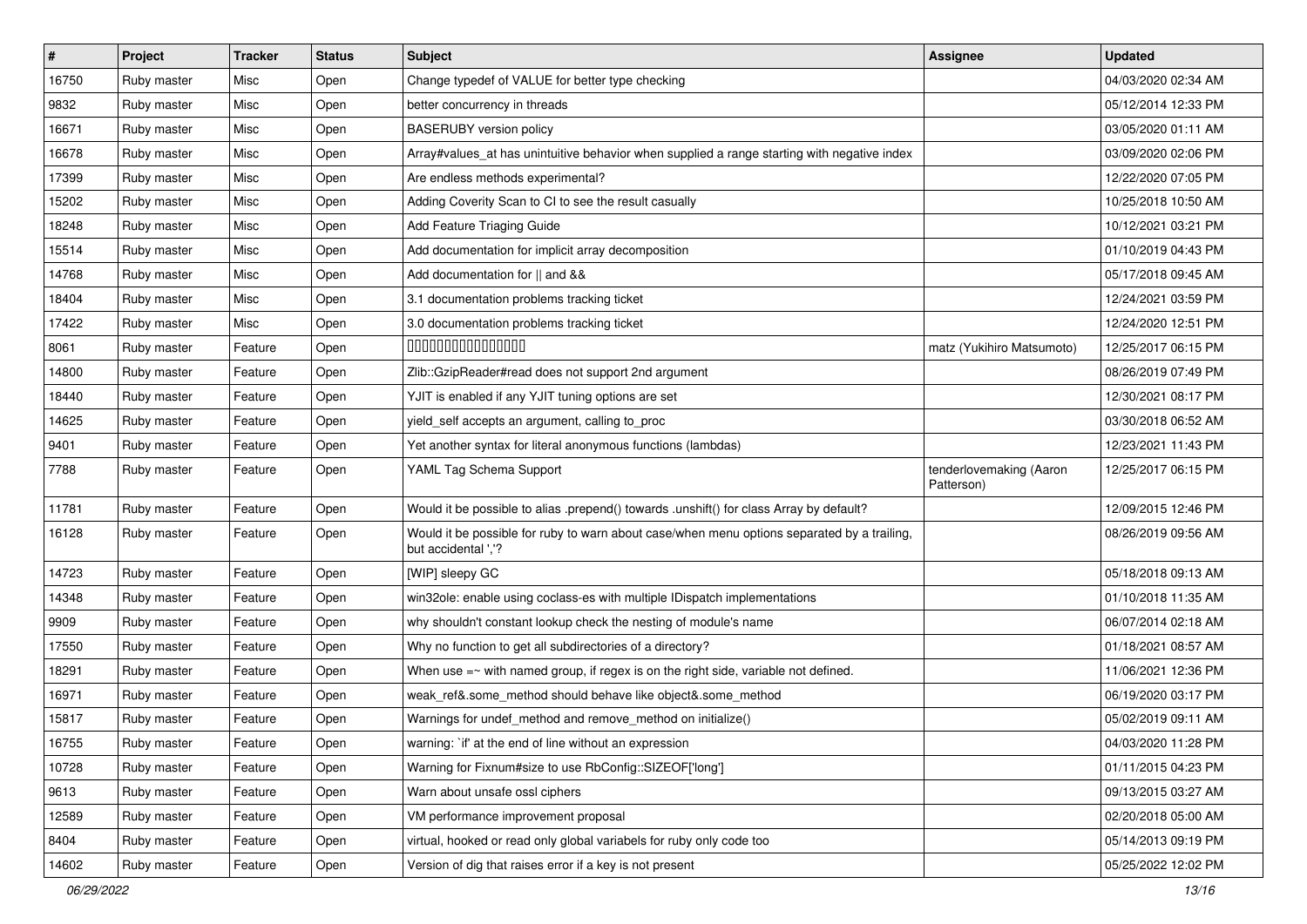| # | Project | Tracker | Status | Subject | Assignee | Updated |
|---|---|---|---|---|---|---|
| 16750 | Ruby master | Misc | Open | Change typedef of VALUE for better type checking | | 04/03/2020 02:34 AM |
| 9832 | Ruby master | Misc | Open | better concurrency in threads | | 05/12/2014 12:33 PM |
| 16671 | Ruby master | Misc | Open | BASERUBY version policy | | 03/05/2020 01:11 AM |
| 16678 | Ruby master | Misc | Open | Array#values_at has unintuitive behavior when supplied a range starting with negative index | | 03/09/2020 02:06 PM |
| 17399 | Ruby master | Misc | Open | Are endless methods experimental? | | 12/22/2020 07:05 PM |
| 15202 | Ruby master | Misc | Open | Adding Coverity Scan to CI to see the result casually | | 10/25/2018 10:50 AM |
| 18248 | Ruby master | Misc | Open | Add Feature Triaging Guide | | 10/12/2021 03:21 PM |
| 15514 | Ruby master | Misc | Open | Add documentation for implicit array decomposition | | 01/10/2019 04:43 PM |
| 14768 | Ruby master | Misc | Open | Add documentation for \|\| and && | | 05/17/2018 09:45 AM |
| 18404 | Ruby master | Misc | Open | 3.1 documentation problems tracking ticket | | 12/24/2021 03:59 PM |
| 17422 | Ruby master | Misc | Open | 3.0 documentation problems tracking ticket | | 12/24/2020 12:51 PM |
| 8061 | Ruby master | Feature | Open | 0000000000000000 | matz (Yukihiro Matsumoto) | 12/25/2017 06:15 PM |
| 14800 | Ruby master | Feature | Open | Zlib::GzipReader#read does not support 2nd argument | | 08/26/2019 07:49 PM |
| 18440 | Ruby master | Feature | Open | YJIT is enabled if any YJIT tuning options are set | | 12/30/2021 08:17 PM |
| 14625 | Ruby master | Feature | Open | yield_self accepts an argument, calling to_proc | | 03/30/2018 06:52 AM |
| 9401 | Ruby master | Feature | Open | Yet another syntax for literal anonymous functions (lambdas) | | 12/23/2021 11:43 PM |
| 7788 | Ruby master | Feature | Open | YAML Tag Schema Support | tenderlovemaking (Aaron Patterson) | 12/25/2017 06:15 PM |
| 11781 | Ruby master | Feature | Open | Would it be possible to alias .prepend() towards .unshift() for class Array by default? | | 12/09/2015 12:46 PM |
| 16128 | Ruby master | Feature | Open | Would it be possible for ruby to warn about case/when menu options separated by a trailing, but accidental ','? | | 08/26/2019 09:56 AM |
| 14723 | Ruby master | Feature | Open | [WIP] sleepy GC | | 05/18/2018 09:13 AM |
| 14348 | Ruby master | Feature | Open | win32ole: enable using coclass-es with multiple IDispatch implementations | | 01/10/2018 11:35 AM |
| 9909 | Ruby master | Feature | Open | why shouldn't constant lookup check the nesting of module's name | | 06/07/2014 02:18 AM |
| 17550 | Ruby master | Feature | Open | Why no function to get all subdirectories of a directory? | | 01/18/2021 08:57 AM |
| 18291 | Ruby master | Feature | Open | When use =~ with named group, if regex is on the right side, variable not defined. | | 11/06/2021 12:36 PM |
| 16971 | Ruby master | Feature | Open | weak_ref&.some_method should behave like object&.some_method | | 06/19/2020 03:17 PM |
| 15817 | Ruby master | Feature | Open | Warnings for undef_method and remove_method on initialize() | | 05/02/2019 09:11 AM |
| 16755 | Ruby master | Feature | Open | warning: `if' at the end of line without an expression | | 04/03/2020 11:28 PM |
| 10728 | Ruby master | Feature | Open | Warning for Fixnum#size to use RbConfig::SIZEOF['long'] | | 01/11/2015 04:23 PM |
| 9613 | Ruby master | Feature | Open | Warn about unsafe ossl ciphers | | 09/13/2015 03:27 AM |
| 12589 | Ruby master | Feature | Open | VM performance improvement proposal | | 02/20/2018 05:00 AM |
| 8404 | Ruby master | Feature | Open | virtual, hooked or read only global variabels for ruby only code too | | 05/14/2013 09:19 PM |
| 14602 | Ruby master | Feature | Open | Version of dig that raises error if a key is not present | | 05/25/2022 12:02 PM |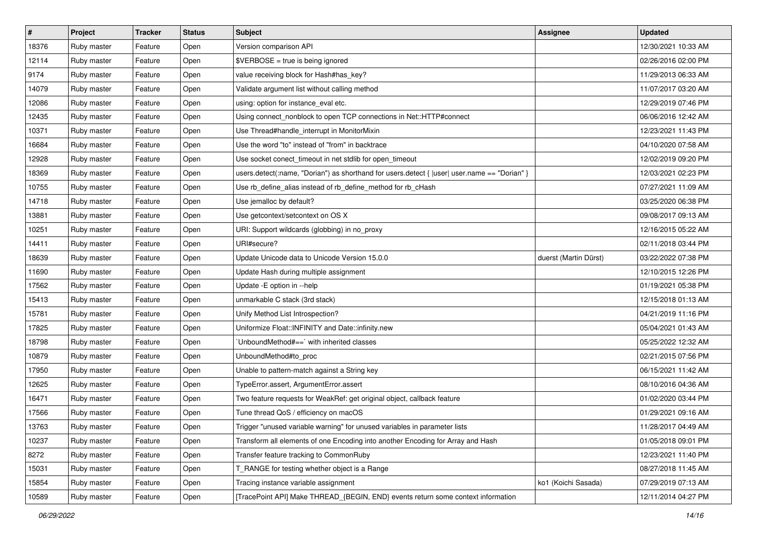| # | Project | Tracker | Status | Subject | Assignee | Updated |
|---|---|---|---|---|---|---|
| 18376 | Ruby master | Feature | Open | Version comparison API | | 12/30/2021 10:33 AM |
| 12114 | Ruby master | Feature | Open | $VERBOSE = true is being ignored | | 02/26/2016 02:00 PM |
| 9174 | Ruby master | Feature | Open | value receiving block for Hash#has_key? | | 11/29/2013 06:33 AM |
| 14079 | Ruby master | Feature | Open | Validate argument list without calling method | | 11/07/2017 03:20 AM |
| 12086 | Ruby master | Feature | Open | using: option for instance_eval etc. | | 12/29/2019 07:46 PM |
| 12435 | Ruby master | Feature | Open | Using connect_nonblock to open TCP connections in Net::HTTP#connect | | 06/06/2016 12:42 AM |
| 10371 | Ruby master | Feature | Open | Use Thread#handle_interrupt in MonitorMixin | | 12/23/2021 11:43 PM |
| 16684 | Ruby master | Feature | Open | Use the word "to" instead of "from" in backtrace | | 04/10/2020 07:58 AM |
| 12928 | Ruby master | Feature | Open | Use socket conect_timeout in net stdlib for open_timeout | | 12/02/2019 09:20 PM |
| 18369 | Ruby master | Feature | Open | users.detect(:name, "Dorian") as shorthand for users.detect { \|user\| user.name == "Dorian" } | | 12/03/2021 02:23 PM |
| 10755 | Ruby master | Feature | Open | Use rb_define_alias instead of rb_define_method for rb_cHash | | 07/27/2021 11:09 AM |
| 14718 | Ruby master | Feature | Open | Use jemalloc by default? | | 03/25/2020 06:38 PM |
| 13881 | Ruby master | Feature | Open | Use getcontext/setcontext on OS X | | 09/08/2017 09:13 AM |
| 10251 | Ruby master | Feature | Open | URI: Support wildcards (globbing) in no_proxy | | 12/16/2015 05:22 AM |
| 14411 | Ruby master | Feature | Open | URI#secure? | | 02/11/2018 03:44 PM |
| 18639 | Ruby master | Feature | Open | Update Unicode data to Unicode Version 15.0.0 | duerst (Martin Dürst) | 03/22/2022 07:38 PM |
| 11690 | Ruby master | Feature | Open | Update Hash during multiple assignment | | 12/10/2015 12:26 PM |
| 17562 | Ruby master | Feature | Open | Update -E option in --help | | 01/19/2021 05:38 PM |
| 15413 | Ruby master | Feature | Open | unmarkable C stack (3rd stack) | | 12/15/2018 01:13 AM |
| 15781 | Ruby master | Feature | Open | Unify Method List Introspection? | | 04/21/2019 11:16 PM |
| 17825 | Ruby master | Feature | Open | Uniformize Float::INFINITY and Date::infinity.new | | 05/04/2021 01:43 AM |
| 18798 | Ruby master | Feature | Open | `UnboundMethod#==` with inherited classes | | 05/25/2022 12:32 AM |
| 10879 | Ruby master | Feature | Open | UnboundMethod#to_proc | | 02/21/2015 07:56 PM |
| 17950 | Ruby master | Feature | Open | Unable to pattern-match against a String key | | 06/15/2021 11:42 AM |
| 12625 | Ruby master | Feature | Open | TypeError.assert, ArgumentError.assert | | 08/10/2016 04:36 AM |
| 16471 | Ruby master | Feature | Open | Two feature requests for WeakRef: get original object, callback feature | | 01/02/2020 03:44 PM |
| 17566 | Ruby master | Feature | Open | Tune thread QoS / efficiency on macOS | | 01/29/2021 09:16 AM |
| 13763 | Ruby master | Feature | Open | Trigger "unused variable warning" for unused variables in parameter lists | | 11/28/2017 04:49 AM |
| 10237 | Ruby master | Feature | Open | Transform all elements of one Encoding into another Encoding for Array and Hash | | 01/05/2018 09:01 PM |
| 8272 | Ruby master | Feature | Open | Transfer feature tracking to CommonRuby | | 12/23/2021 11:40 PM |
| 15031 | Ruby master | Feature | Open | T_RANGE for testing whether object is a Range | | 08/27/2018 11:45 AM |
| 15854 | Ruby master | Feature | Open | Tracing instance variable assignment | ko1 (Koichi Sasada) | 07/29/2019 07:13 AM |
| 10589 | Ruby master | Feature | Open | [TracePoint API] Make THREAD_{BEGIN, END} events return some context information | | 12/11/2014 04:27 PM |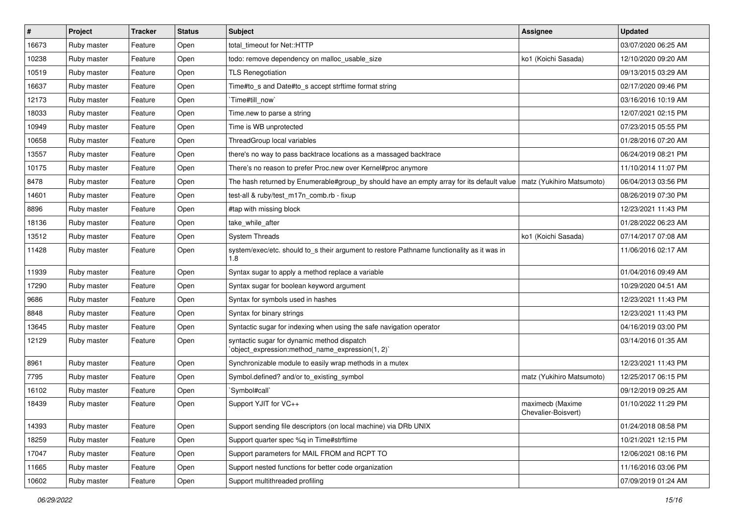| # | Project | Tracker | Status | Subject | Assignee | Updated |
|---|---|---|---|---|---|---|
| 16673 | Ruby master | Feature | Open | total_timeout for Net::HTTP | | 03/07/2020 06:25 AM |
| 10238 | Ruby master | Feature | Open | todo: remove dependency on malloc_usable_size | ko1 (Koichi Sasada) | 12/10/2020 09:20 AM |
| 10519 | Ruby master | Feature | Open | TLS Renegotiation | | 09/13/2015 03:29 AM |
| 16637 | Ruby master | Feature | Open | Time#to_s and Date#to_s accept strftime format string | | 02/17/2020 09:46 PM |
| 12173 | Ruby master | Feature | Open | `Time#till_now` | | 03/16/2016 10:19 AM |
| 18033 | Ruby master | Feature | Open | Time.new to parse a string | | 12/07/2021 02:15 PM |
| 10949 | Ruby master | Feature | Open | Time is WB unprotected | | 07/23/2015 05:55 PM |
| 10658 | Ruby master | Feature | Open | ThreadGroup local variables | | 01/28/2016 07:20 AM |
| 13557 | Ruby master | Feature | Open | there's no way to pass backtrace locations as a massaged backtrace | | 06/24/2019 08:21 PM |
| 10175 | Ruby master | Feature | Open | There's no reason to prefer Proc.new over Kernel#proc anymore | | 11/10/2014 11:07 PM |
| 8478 | Ruby master | Feature | Open | The hash returned by Enumerable#group_by should have an empty array for its default value | matz (Yukihiro Matsumoto) | 06/04/2013 03:56 PM |
| 14601 | Ruby master | Feature | Open | test-all & ruby/test_m17n_comb.rb - fixup | | 08/26/2019 07:30 PM |
| 8896 | Ruby master | Feature | Open | #tap with missing block | | 12/23/2021 11:43 PM |
| 18136 | Ruby master | Feature | Open | take_while_after | | 01/28/2022 06:23 AM |
| 13512 | Ruby master | Feature | Open | System Threads | ko1 (Koichi Sasada) | 07/14/2017 07:08 AM |
| 11428 | Ruby master | Feature | Open | system/exec/etc. should to_s their argument to restore Pathname functionality as it was in 1.8 | | 11/06/2016 02:17 AM |
| 11939 | Ruby master | Feature | Open | Syntax sugar to apply a method replace a variable | | 01/04/2016 09:49 AM |
| 17290 | Ruby master | Feature | Open | Syntax sugar for boolean keyword argument | | 10/29/2020 04:51 AM |
| 9686 | Ruby master | Feature | Open | Syntax for symbols used in hashes | | 12/23/2021 11:43 PM |
| 8848 | Ruby master | Feature | Open | Syntax for binary strings | | 12/23/2021 11:43 PM |
| 13645 | Ruby master | Feature | Open | Syntactic sugar for indexing when using the safe navigation operator | | 04/16/2019 03:00 PM |
| 12129 | Ruby master | Feature | Open | syntactic sugar for dynamic method dispatch `object_expression:method_name_expression(1, 2)` | | 03/14/2016 01:35 AM |
| 8961 | Ruby master | Feature | Open | Synchronizable module to easily wrap methods in a mutex | | 12/23/2021 11:43 PM |
| 7795 | Ruby master | Feature | Open | Symbol.defined? and/or to_existing_symbol | matz (Yukihiro Matsumoto) | 12/25/2017 06:15 PM |
| 16102 | Ruby master | Feature | Open | `Symbol#call` | | 09/12/2019 09:25 AM |
| 18439 | Ruby master | Feature | Open | Support YJIT for VC++ | maximecb (Maxime Chevalier-Boisvert) | 01/10/2022 11:29 PM |
| 14393 | Ruby master | Feature | Open | Support sending file descriptors (on local machine) via DRb UNIX | | 01/24/2018 08:58 PM |
| 18259 | Ruby master | Feature | Open | Support quarter spec %q in Time#strftime | | 10/21/2021 12:15 PM |
| 17047 | Ruby master | Feature | Open | Support parameters for MAIL FROM and RCPT TO | | 12/06/2021 08:16 PM |
| 11665 | Ruby master | Feature | Open | Support nested functions for better code organization | | 11/16/2016 03:06 PM |
| 10602 | Ruby master | Feature | Open | Support multithreaded profiling | | 07/09/2019 01:24 AM |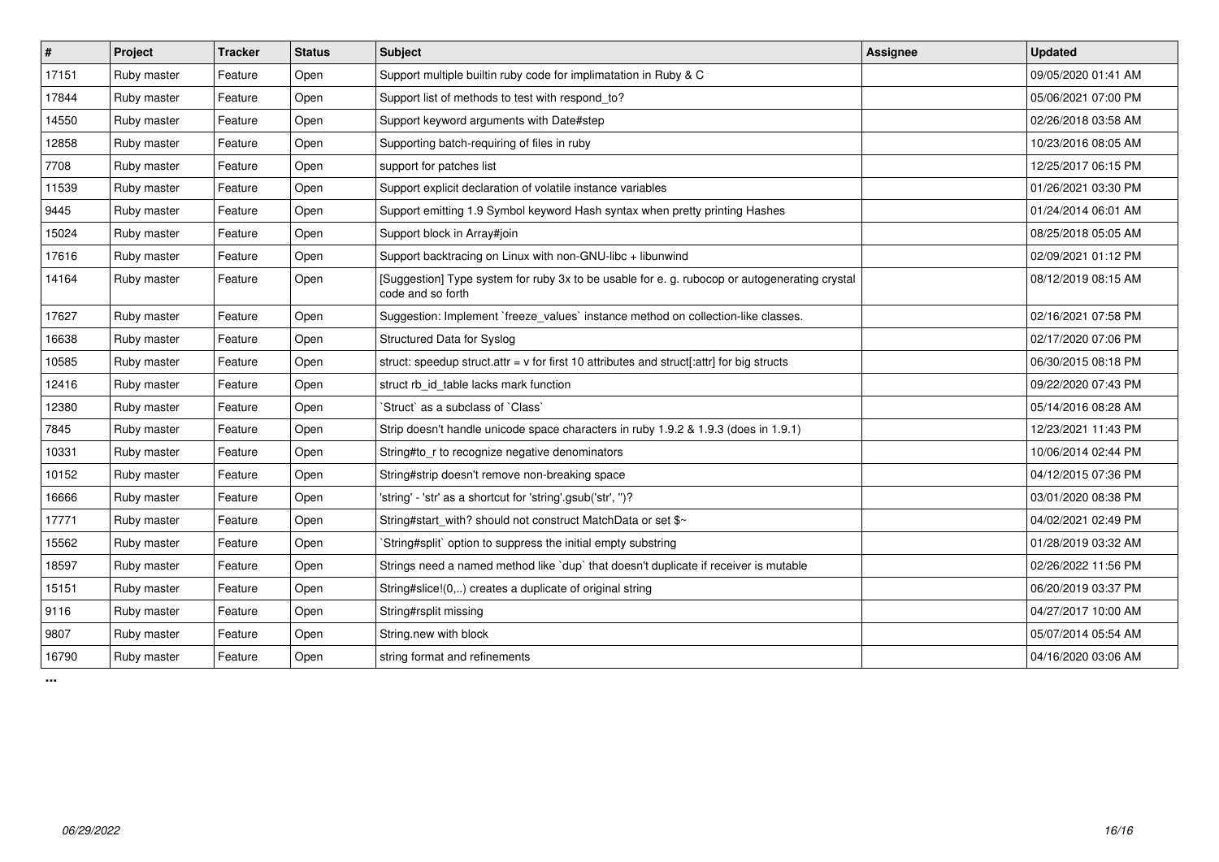| # | Project | Tracker | Status | Subject | Assignee | Updated |
|---|---|---|---|---|---|---|
| 17151 | Ruby master | Feature | Open | Support multiple builtin ruby code for implimatation in Ruby & C | | 09/05/2020 01:41 AM |
| 17844 | Ruby master | Feature | Open | Support list of methods to test with respond_to? | | 05/06/2021 07:00 PM |
| 14550 | Ruby master | Feature | Open | Support keyword arguments with Date#step | | 02/26/2018 03:58 AM |
| 12858 | Ruby master | Feature | Open | Supporting batch-requiring of files in ruby | | 10/23/2016 08:05 AM |
| 7708 | Ruby master | Feature | Open | support for patches list | | 12/25/2017 06:15 PM |
| 11539 | Ruby master | Feature | Open | Support explicit declaration of volatile instance variables | | 01/26/2021 03:30 PM |
| 9445 | Ruby master | Feature | Open | Support emitting 1.9 Symbol keyword Hash syntax when pretty printing Hashes | | 01/24/2014 06:01 AM |
| 15024 | Ruby master | Feature | Open | Support block in Array#join | | 08/25/2018 05:05 AM |
| 17616 | Ruby master | Feature | Open | Support backtracing on Linux with non-GNU-libc + libunwind | | 02/09/2021 01:12 PM |
| 14164 | Ruby master | Feature | Open | [Suggestion] Type system for ruby 3x to be usable for e. g. rubocop or autogenerating crystal code and so forth | | 08/12/2019 08:15 AM |
| 17627 | Ruby master | Feature | Open | Suggestion: Implement `freeze_values` instance method on collection-like classes. | | 02/16/2021 07:58 PM |
| 16638 | Ruby master | Feature | Open | Structured Data for Syslog | | 02/17/2020 07:06 PM |
| 10585 | Ruby master | Feature | Open | struct: speedup struct.attr = v for first 10 attributes and struct[:attr] for big structs | | 06/30/2015 08:18 PM |
| 12416 | Ruby master | Feature | Open | struct rb_id_table lacks mark function | | 09/22/2020 07:43 PM |
| 12380 | Ruby master | Feature | Open | `Struct` as a subclass of `Class` | | 05/14/2016 08:28 AM |
| 7845 | Ruby master | Feature | Open | Strip doesn't handle unicode space characters in ruby 1.9.2 & 1.9.3 (does in 1.9.1) | | 12/23/2021 11:43 PM |
| 10331 | Ruby master | Feature | Open | String#to_r to recognize negative denominators | | 10/06/2014 02:44 PM |
| 10152 | Ruby master | Feature | Open | String#strip doesn't remove non-breaking space | | 04/12/2015 07:36 PM |
| 16666 | Ruby master | Feature | Open | 'string' - 'str' as a shortcut for 'string'.gsub('str', '')? | | 03/01/2020 08:38 PM |
| 17771 | Ruby master | Feature | Open | String#start_with? should not construct MatchData or set $~ | | 04/02/2021 02:49 PM |
| 15562 | Ruby master | Feature | Open | `String#split` option to suppress the initial empty substring | | 01/28/2019 03:32 AM |
| 18597 | Ruby master | Feature | Open | Strings need a named method like `dup` that doesn't duplicate if receiver is mutable | | 02/26/2022 11:56 PM |
| 15151 | Ruby master | Feature | Open | String#slice!(0,..) creates a duplicate of original string | | 06/20/2019 03:37 PM |
| 9116 | Ruby master | Feature | Open | String#rsplit missing | | 04/27/2017 10:00 AM |
| 9807 | Ruby master | Feature | Open | String.new with block | | 05/07/2014 05:54 AM |
| 16790 | Ruby master | Feature | Open | string format and refinements | | 04/16/2020 03:06 AM |

...